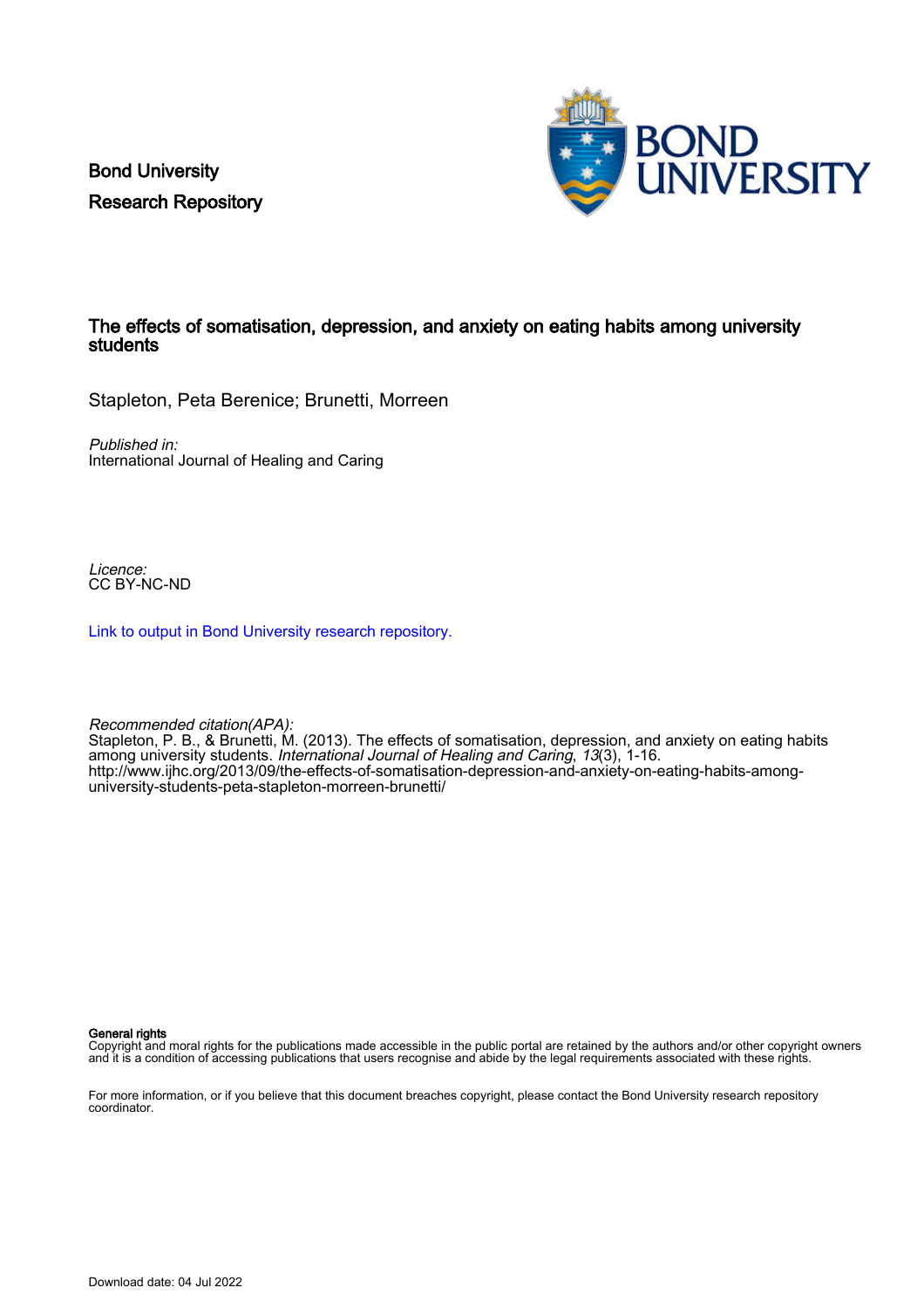Bond University
Research Repository

# The effects of somatisation, depression, and anxiety on eating habits among university students

Stapleton, Peta Berenice; Brunetti, Morreen

*Published in:*
International Journal of Healing and Caring

*Licence:*
CC BY-NC-ND

[Link to output in Bond University research repository.]

*Recommended citation(APA):*
Stapleton, P. B., & Brunetti, M. (2013). The effects of somatisation, depression, and anxiety on eating habits among university students. *International Journal of Healing and Caring*, *13*(3), 1-16. http://www.ijhc.org/2013/09/the-effects-of-somatisation-depression-and-anxiety-on-eating-habits-among-university-students-peta-stapleton-morreen-brunetti/

**General rights**
Copyright and moral rights for the publications made accessible in the public portal are retained by the authors and/or other copyright owners and it is a condition of accessing publications that users recognise and abide by the legal requirements associated with these rights.

For more information, or if you believe that this document breaches copyright, please contact the Bond University research repository coordinator.

Download date: 04 Jul 2022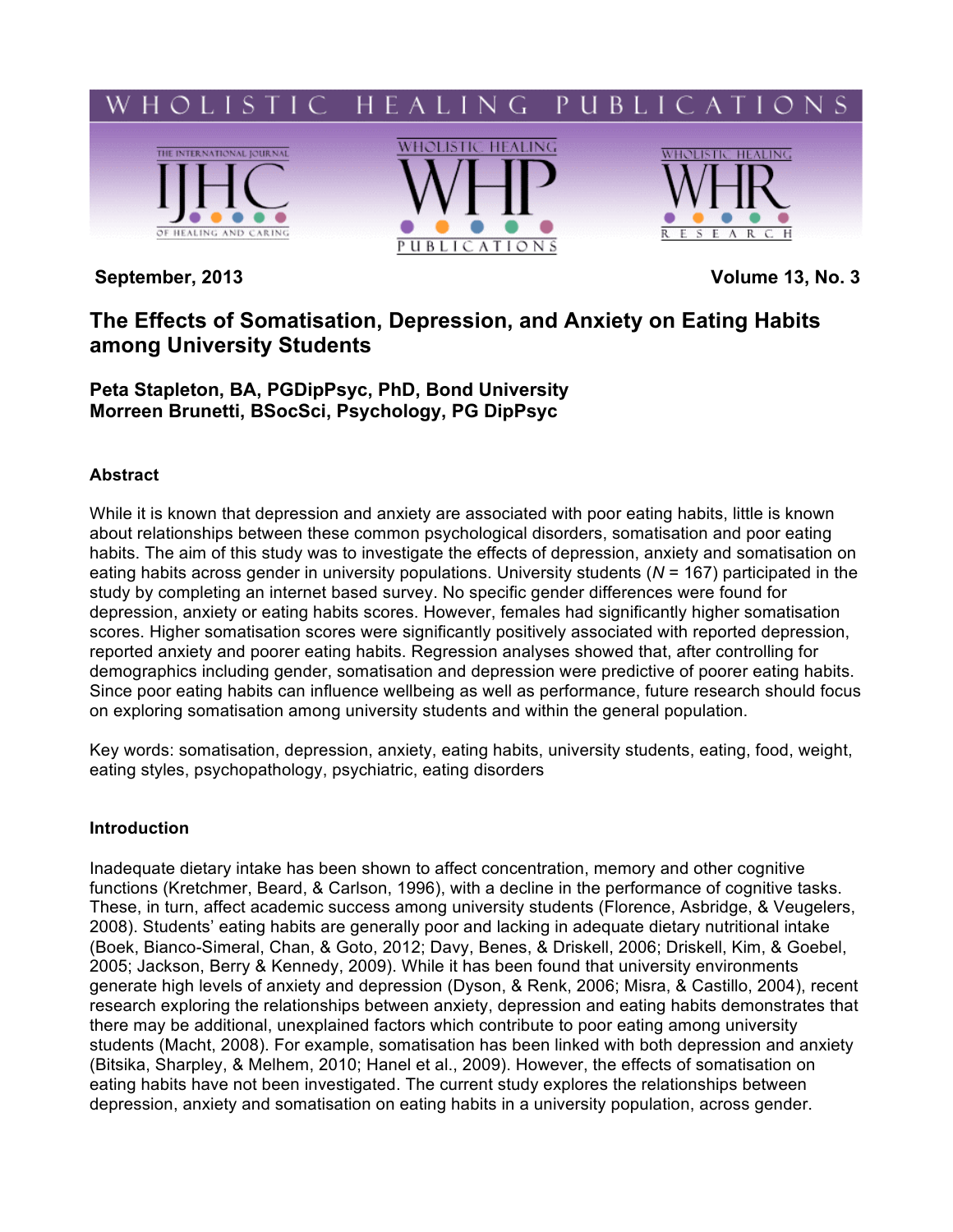September, 2013 Volume 13, No. 3

# The Effects of Somatisation, Depression, and Anxiety on Eating Habits among University Students

**Peta Stapleton, BA, PGDipPsyc, PhD, Bond University**
**Morreen Brunetti, BSocSci, Psychology, PG DipPsyc**

## Abstract

While it is known that depression and anxiety are associated with poor eating habits, little is known about relationships between these common psychological disorders, somatisation and poor eating habits. The aim of this study was to investigate the effects of depression, anxiety and somatisation on eating habits across gender in university populations. University students (*N* = 167) participated in the study by completing an internet based survey. No specific gender differences were found for depression, anxiety or eating habits scores. However, females had significantly higher somatisation scores. Higher somatisation scores were significantly positively associated with reported depression, reported anxiety and poorer eating habits. Regression analyses showed that, after controlling for demographics including gender, somatisation and depression were predictive of poorer eating habits. Since poor eating habits can influence wellbeing as well as performance, future research should focus on exploring somatisation among university students and within the general population.

Key words: somatisation, depression, anxiety, eating habits, university students, eating, food, weight, eating styles, psychopathology, psychiatric, eating disorders

## Introduction

Inadequate dietary intake has been shown to affect concentration, memory and other cognitive functions (Kretchmer, Beard, & Carlson, 1996), with a decline in the performance of cognitive tasks. These, in turn, affect academic success among university students (Florence, Asbridge, & Veugelers, 2008). Students' eating habits are generally poor and lacking in adequate dietary nutritional intake (Boek, Bianco-Simeral, Chan, & Goto, 2012; Davy, Benes, & Driskell, 2006; Driskell, Kim, & Goebel, 2005; Jackson, Berry & Kennedy, 2009). While it has been found that university environments generate high levels of anxiety and depression (Dyson, & Renk, 2006; Misra, & Castillo, 2004), recent research exploring the relationships between anxiety, depression and eating habits demonstrates that there may be additional, unexplained factors which contribute to poor eating among university students (Macht, 2008). For example, somatisation has been linked with both depression and anxiety (Bitsika, Sharpley, & Melhem, 2010; Hanel et al., 2009). However, the effects of somatisation on eating habits have not been investigated. The current study explores the relationships between depression, anxiety and somatisation on eating habits in a university population, across gender.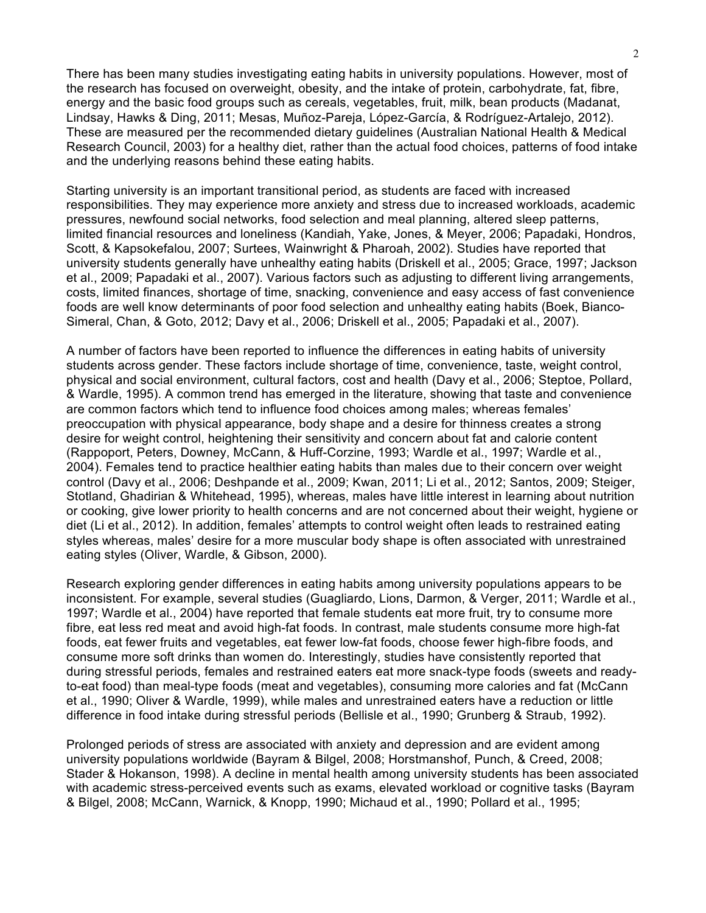There has been many studies investigating eating habits in university populations. However, most of the research has focused on overweight, obesity, and the intake of protein, carbohydrate, fat, fibre, energy and the basic food groups such as cereals, vegetables, fruit, milk, bean products (Madanat, Lindsay, Hawks & Ding, 2011; Mesas, Muñoz-Pareja, López-García, & Rodríguez-Artalejo, 2012). These are measured per the recommended dietary guidelines (Australian National Health & Medical Research Council, 2003) for a healthy diet, rather than the actual food choices, patterns of food intake and the underlying reasons behind these eating habits.

Starting university is an important transitional period, as students are faced with increased responsibilities. They may experience more anxiety and stress due to increased workloads, academic pressures, newfound social networks, food selection and meal planning, altered sleep patterns, limited financial resources and loneliness (Kandiah, Yake, Jones, & Meyer, 2006; Papadaki, Hondros, Scott, & Kapsokefalou, 2007; Surtees, Wainwright & Pharoah, 2002). Studies have reported that university students generally have unhealthy eating habits (Driskell et al., 2005; Grace, 1997; Jackson et al., 2009; Papadaki et al., 2007). Various factors such as adjusting to different living arrangements, costs, limited finances, shortage of time, snacking, convenience and easy access of fast convenience foods are well know determinants of poor food selection and unhealthy eating habits (Boek, Bianco-Simeral, Chan, & Goto, 2012; Davy et al., 2006; Driskell et al., 2005; Papadaki et al., 2007).

A number of factors have been reported to influence the differences in eating habits of university students across gender. These factors include shortage of time, convenience, taste, weight control, physical and social environment, cultural factors, cost and health (Davy et al., 2006; Steptoe, Pollard, & Wardle, 1995). A common trend has emerged in the literature, showing that taste and convenience are common factors which tend to influence food choices among males; whereas females' preoccupation with physical appearance, body shape and a desire for thinness creates a strong desire for weight control, heightening their sensitivity and concern about fat and calorie content (Rappoport, Peters, Downey, McCann, & Huff-Corzine, 1993; Wardle et al., 1997; Wardle et al., 2004). Females tend to practice healthier eating habits than males due to their concern over weight control (Davy et al., 2006; Deshpande et al., 2009; Kwan, 2011; Li et al., 2012; Santos, 2009; Steiger, Stotland, Ghadirian & Whitehead, 1995), whereas, males have little interest in learning about nutrition or cooking, give lower priority to health concerns and are not concerned about their weight, hygiene or diet (Li et al., 2012). In addition, females' attempts to control weight often leads to restrained eating styles whereas, males' desire for a more muscular body shape is often associated with unrestrained eating styles (Oliver, Wardle, & Gibson, 2000).

Research exploring gender differences in eating habits among university populations appears to be inconsistent. For example, several studies (Guagliardo, Lions, Darmon, & Verger, 2011; Wardle et al., 1997; Wardle et al., 2004) have reported that female students eat more fruit, try to consume more fibre, eat less red meat and avoid high-fat foods. In contrast, male students consume more high-fat foods, eat fewer fruits and vegetables, eat fewer low-fat foods, choose fewer high-fibre foods, and consume more soft drinks than women do. Interestingly, studies have consistently reported that during stressful periods, females and restrained eaters eat more snack-type foods (sweets and ready-to-eat food) than meal-type foods (meat and vegetables), consuming more calories and fat (McCann et al., 1990; Oliver & Wardle, 1999), while males and unrestrained eaters have a reduction or little difference in food intake during stressful periods (Bellisle et al., 1990; Grunberg & Straub, 1992).

Prolonged periods of stress are associated with anxiety and depression and are evident among university populations worldwide (Bayram & Bilgel, 2008; Horstmanshof, Punch, & Creed, 2008; Stader & Hokanson, 1998). A decline in mental health among university students has been associated with academic stress-perceived events such as exams, elevated workload or cognitive tasks (Bayram & Bilgel, 2008; McCann, Warnick, & Knopp, 1990; Michaud et al., 1990; Pollard et al., 1995;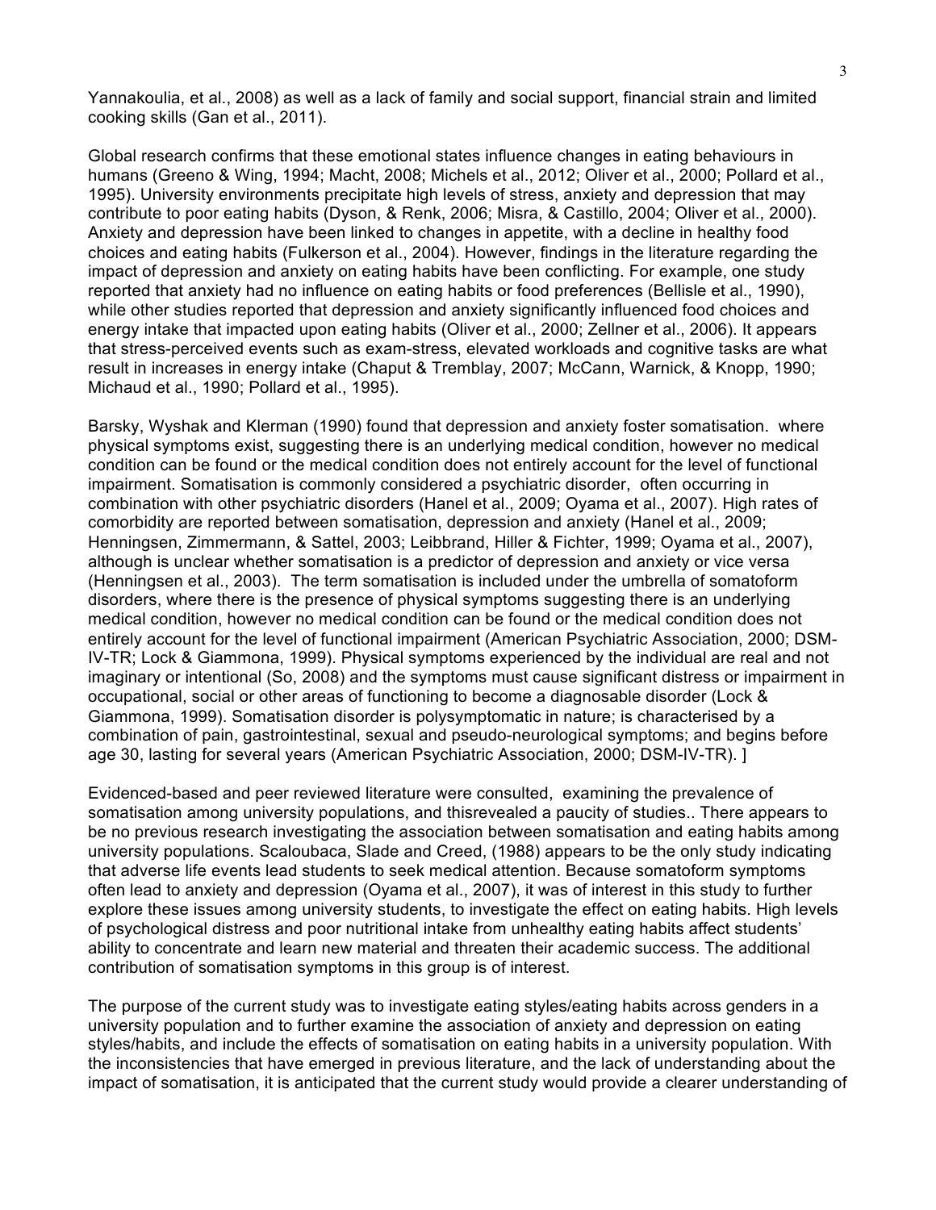Yannakoulia, et al., 2008) as well as a lack of family and social support, financial strain and limited cooking skills (Gan et al., 2011).

Global research confirms that these emotional states influence changes in eating behaviours in humans (Greeno & Wing, 1994; Macht, 2008; Michels et al., 2012; Oliver et al., 2000; Pollard et al., 1995). University environments precipitate high levels of stress, anxiety and depression that may contribute to poor eating habits (Dyson, & Renk, 2006; Misra, & Castillo, 2004; Oliver et al., 2000). Anxiety and depression have been linked to changes in appetite, with a decline in healthy food choices and eating habits (Fulkerson et al., 2004). However, findings in the literature regarding the impact of depression and anxiety on eating habits have been conflicting. For example, one study reported that anxiety had no influence on eating habits or food preferences (Bellisle et al., 1990), while other studies reported that depression and anxiety significantly influenced food choices and energy intake that impacted upon eating habits (Oliver et al., 2000; Zellner et al., 2006). It appears that stress-perceived events such as exam-stress, elevated workloads and cognitive tasks are what result in increases in energy intake (Chaput & Tremblay, 2007; McCann, Warnick, & Knopp, 1990; Michaud et al., 1990; Pollard et al., 1995).

Barsky, Wyshak and Klerman (1990) found that depression and anxiety foster somatisation. where physical symptoms exist, suggesting there is an underlying medical condition, however no medical condition can be found or the medical condition does not entirely account for the level of functional impairment. Somatisation is commonly considered a psychiatric disorder, often occurring in combination with other psychiatric disorders (Hanel et al., 2009; Oyama et al., 2007). High rates of comorbidity are reported between somatisation, depression and anxiety (Hanel et al., 2009; Henningsen, Zimmermann, & Sattel, 2003; Leibbrand, Hiller & Fichter, 1999; Oyama et al., 2007), although is unclear whether somatisation is a predictor of depression and anxiety or vice versa (Henningsen et al., 2003). The term somatisation is included under the umbrella of somatoform disorders, where there is the presence of physical symptoms suggesting there is an underlying medical condition, however no medical condition can be found or the medical condition does not entirely account for the level of functional impairment (American Psychiatric Association, 2000; DSM-IV-TR; Lock & Giammona, 1999). Physical symptoms experienced by the individual are real and not imaginary or intentional (So, 2008) and the symptoms must cause significant distress or impairment in occupational, social or other areas of functioning to become a diagnosable disorder (Lock & Giammona, 1999). Somatisation disorder is polysymptomatic in nature; is characterised by a combination of pain, gastrointestinal, sexual and pseudo-neurological symptoms; and begins before age 30, lasting for several years (American Psychiatric Association, 2000; DSM-IV-TR). ]

Evidenced-based and peer reviewed literature were consulted, examining the prevalence of somatisation among university populations, and thisrevealed a paucity of studies.. There appears to be no previous research investigating the association between somatisation and eating habits among university populations. Scaloubaca, Slade and Creed, (1988) appears to be the only study indicating that adverse life events lead students to seek medical attention. Because somatoform symptoms often lead to anxiety and depression (Oyama et al., 2007), it was of interest in this study to further explore these issues among university students, to investigate the effect on eating habits. High levels of psychological distress and poor nutritional intake from unhealthy eating habits affect students' ability to concentrate and learn new material and threaten their academic success. The additional contribution of somatisation symptoms in this group is of interest.

The purpose of the current study was to investigate eating styles/eating habits across genders in a university population and to further examine the association of anxiety and depression on eating styles/habits, and include the effects of somatisation on eating habits in a university population. With the inconsistencies that have emerged in previous literature, and the lack of understanding about the impact of somatisation, it is anticipated that the current study would provide a clearer understanding of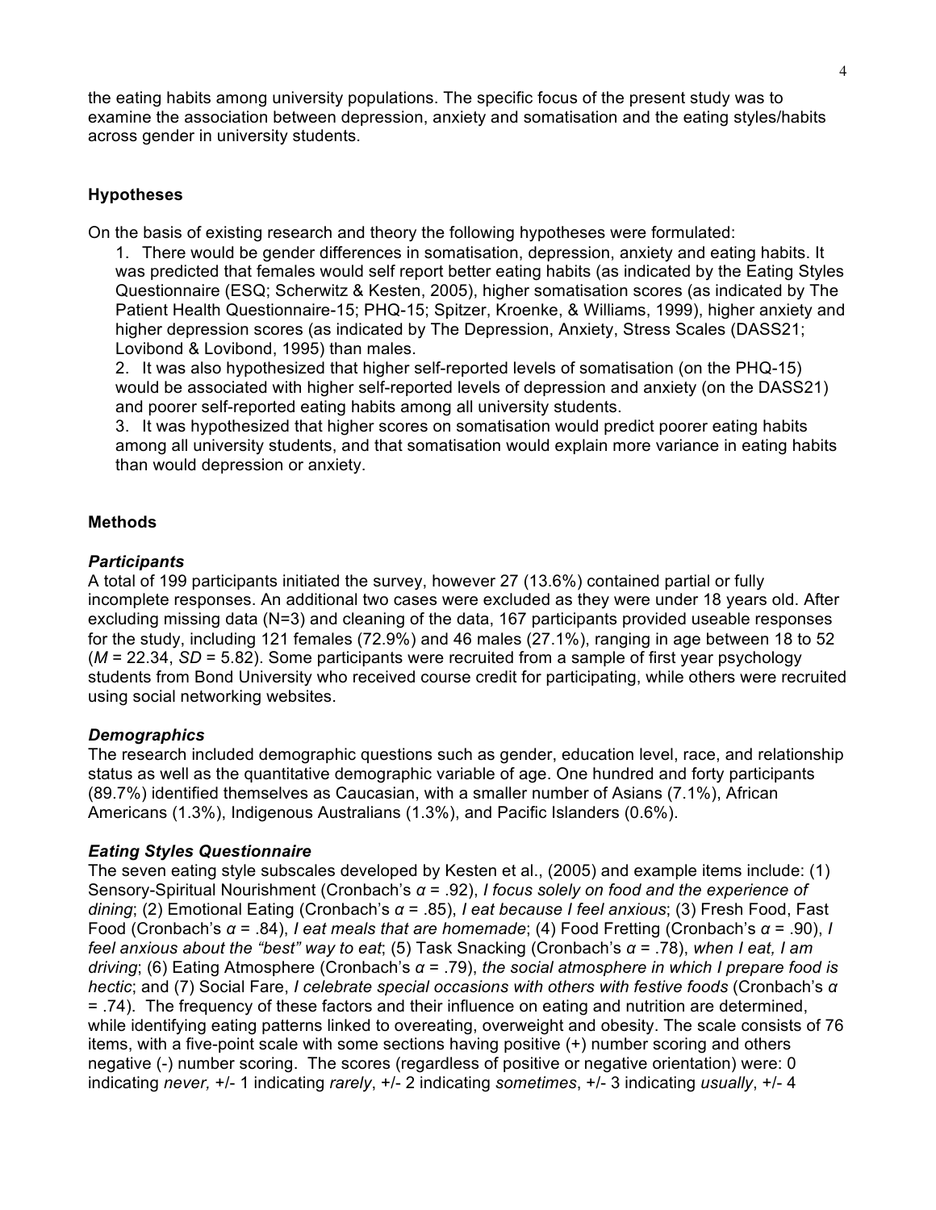the eating habits among university populations. The specific focus of the present study was to examine the association between depression, anxiety and somatisation and the eating styles/habits across gender in university students.

### Hypotheses

On the basis of existing research and theory the following hypotheses were formulated:

1. There would be gender differences in somatisation, depression, anxiety and eating habits. It was predicted that females would self report better eating habits (as indicated by the Eating Styles Questionnaire (ESQ; Scherwitz & Kesten, 2005), higher somatisation scores (as indicated by The Patient Health Questionnaire-15; PHQ-15; Spitzer, Kroenke, & Williams, 1999), higher anxiety and higher depression scores (as indicated by The Depression, Anxiety, Stress Scales (DASS21; Lovibond & Lovibond, 1995) than males.
2. It was also hypothesized that higher self-reported levels of somatisation (on the PHQ-15) would be associated with higher self-reported levels of depression and anxiety (on the DASS21) and poorer self-reported eating habits among all university students.
3. It was hypothesized that higher scores on somatisation would predict poorer eating habits among all university students, and that somatisation would explain more variance in eating habits than would depression or anxiety.

### Methods

#### *Participants*

A total of 199 participants initiated the survey, however 27 (13.6%) contained partial or fully incomplete responses. An additional two cases were excluded as they were under 18 years old. After excluding missing data (N=3) and cleaning of the data, 167 participants provided useable responses for the study, including 121 females (72.9%) and 46 males (27.1%), ranging in age between 18 to 52 (*M* = 22.34, *SD* = 5.82). Some participants were recruited from a sample of first year psychology students from Bond University who received course credit for participating, while others were recruited using social networking websites.

#### *Demographics*

The research included demographic questions such as gender, education level, race, and relationship status as well as the quantitative demographic variable of age. One hundred and forty participants (89.7%) identified themselves as Caucasian, with a smaller number of Asians (7.1%), African Americans (1.3%), Indigenous Australians (1.3%), and Pacific Islanders (0.6%).

#### *Eating Styles Questionnaire*

The seven eating style subscales developed by Kesten et al., (2005) and example items include: (1) Sensory-Spiritual Nourishment (Cronbach's $\alpha$ = .92), *I focus solely on food and the experience of dining*; (2) Emotional Eating (Cronbach's $\alpha$ = .85), *I eat because I feel anxious*; (3) Fresh Food, Fast Food (Cronbach's $\alpha$ = .84), *I eat meals that are homemade*; (4) Food Fretting (Cronbach's $\alpha$ = .90), *I feel anxious about the "best" way to eat*; (5) Task Snacking (Cronbach's $\alpha$ = .78), *when I eat, I am driving*; (6) Eating Atmosphere (Cronbach's $\alpha$ = .79), *the social atmosphere in which I prepare food is hectic*; and (7) Social Fare, *I celebrate special occasions with others with festive foods* (Cronbach's $\alpha$ = .74). The frequency of these factors and their influence on eating and nutrition are determined, while identifying eating patterns linked to overeating, overweight and obesity. The scale consists of 76 items, with a five-point scale with some sections having positive (+) number scoring and others negative (-) number scoring. The scores (regardless of positive or negative orientation) were: 0 indicating *never,* +/- 1 indicating *rarely*, +/- 2 indicating *sometimes*, +/- 3 indicating *usually*, +/- 4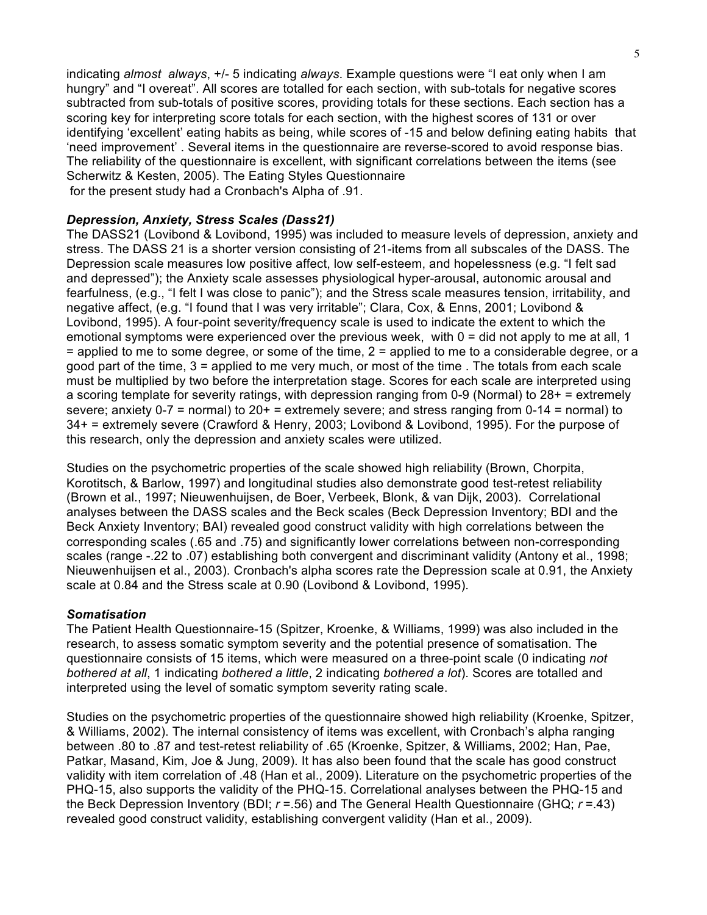indicating *almost always*, +/- 5 indicating *always*. Example questions were "I eat only when I am hungry" and "I overeat". All scores are totalled for each section, with sub-totals for negative scores subtracted from sub-totals of positive scores, providing totals for these sections. Each section has a scoring key for interpreting score totals for each section, with the highest scores of 131 or over identifying 'excellent' eating habits as being, while scores of -15 and below defining eating habits that 'need improvement' . Several items in the questionnaire are reverse-scored to avoid response bias. The reliability of the questionnaire is excellent, with significant correlations between the items (see Scherwitz & Kesten, 2005). The Eating Styles Questionnaire for the present study had a Cronbach's Alpha of .91.

### *Depression, Anxiety, Stress Scales (Dass21)*

The DASS21 (Lovibond & Lovibond, 1995) was included to measure levels of depression, anxiety and stress. The DASS 21 is a shorter version consisting of 21-items from all subscales of the DASS. The Depression scale measures low positive affect, low self-esteem, and hopelessness (e.g. "I felt sad and depressed"); the Anxiety scale assesses physiological hyper-arousal, autonomic arousal and fearfulness, (e.g., "I felt I was close to panic"); and the Stress scale measures tension, irritability, and negative affect, (e.g. "I found that I was very irritable"; Clara, Cox, & Enns, 2001; Lovibond & Lovibond, 1995). A four-point severity/frequency scale is used to indicate the extent to which the emotional symptoms were experienced over the previous week, with 0 = did not apply to me at all, 1 = applied to me to some degree, or some of the time, 2 = applied to me to a considerable degree, or a good part of the time, 3 = applied to me very much, or most of the time . The totals from each scale must be multiplied by two before the interpretation stage. Scores for each scale are interpreted using a scoring template for severity ratings, with depression ranging from 0-9 (Normal) to 28+ = extremely severe; anxiety 0-7 = normal) to 20+ = extremely severe; and stress ranging from 0-14 = normal) to 34+ = extremely severe (Crawford & Henry, 2003; Lovibond & Lovibond, 1995). For the purpose of this research, only the depression and anxiety scales were utilized.

Studies on the psychometric properties of the scale showed high reliability (Brown, Chorpita, Korotitsch, & Barlow, 1997) and longitudinal studies also demonstrate good test-retest reliability (Brown et al., 1997; Nieuwenhuijsen, de Boer, Verbeek, Blonk, & van Dijk, 2003). Correlational analyses between the DASS scales and the Beck scales (Beck Depression Inventory; BDI and the Beck Anxiety Inventory; BAI) revealed good construct validity with high correlations between the corresponding scales (.65 and .75) and significantly lower correlations between non-corresponding scales (range -.22 to .07) establishing both convergent and discriminant validity (Antony et al., 1998; Nieuwenhuijsen et al., 2003). Cronbach's alpha scores rate the Depression scale at 0.91, the Anxiety scale at 0.84 and the Stress scale at 0.90 (Lovibond & Lovibond, 1995).

### *Somatisation*

The Patient Health Questionnaire-15 (Spitzer, Kroenke, & Williams, 1999) was also included in the research, to assess somatic symptom severity and the potential presence of somatisation. The questionnaire consists of 15 items, which were measured on a three-point scale (0 indicating *not bothered at all*, 1 indicating *bothered a little*, 2 indicating *bothered a lot*). Scores are totalled and interpreted using the level of somatic symptom severity rating scale.

Studies on the psychometric properties of the questionnaire showed high reliability (Kroenke, Spitzer, & Williams, 2002). The internal consistency of items was excellent, with Cronbach's alpha ranging between .80 to .87 and test-retest reliability of .65 (Kroenke, Spitzer, & Williams, 2002; Han, Pae, Patkar, Masand, Kim, Joe & Jung, 2009). It has also been found that the scale has good construct validity with item correlation of .48 (Han et al., 2009). Literature on the psychometric properties of the PHQ-15, also supports the validity of the PHQ-15. Correlational analyses between the PHQ-15 and the Beck Depression Inventory (BDI; $r$ =.56) and The General Health Questionnaire (GHQ; $r$ =.43) revealed good construct validity, establishing convergent validity (Han et al., 2009).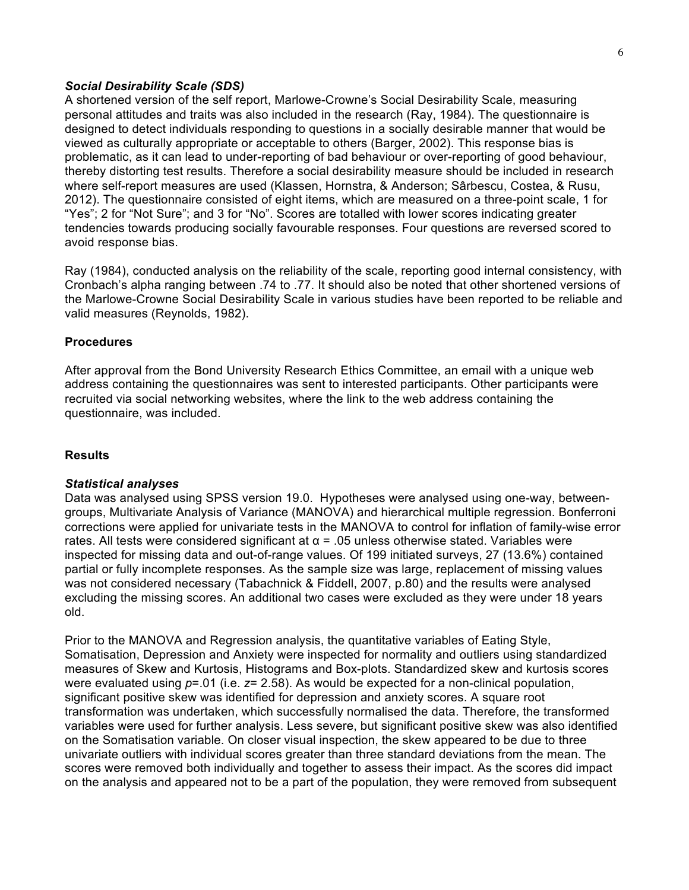### *Social Desirability Scale (SDS)*

A shortened version of the self report, Marlowe-Crowne's Social Desirability Scale, measuring personal attitudes and traits was also included in the research (Ray, 1984). The questionnaire is designed to detect individuals responding to questions in a socially desirable manner that would be viewed as culturally appropriate or acceptable to others (Barger, 2002). This response bias is problematic, as it can lead to under-reporting of bad behaviour or over-reporting of good behaviour, thereby distorting test results. Therefore a social desirability measure should be included in research where self-report measures are used (Klassen, Hornstra, & Anderson; Sârbescu, Costea, & Rusu, 2012). The questionnaire consisted of eight items, which are measured on a three-point scale, 1 for "Yes"; 2 for "Not Sure"; and 3 for "No". Scores are totalled with lower scores indicating greater tendencies towards producing socially favourable responses. Four questions are reversed scored to avoid response bias.

Ray (1984), conducted analysis on the reliability of the scale, reporting good internal consistency, with Cronbach's alpha ranging between .74 to .77. It should also be noted that other shortened versions of the Marlowe-Crowne Social Desirability Scale in various studies have been reported to be reliable and valid measures (Reynolds, 1982).

## Procedures

After approval from the Bond University Research Ethics Committee, an email with a unique web address containing the questionnaires was sent to interested participants. Other participants were recruited via social networking websites, where the link to the web address containing the questionnaire, was included.

## Results

### *Statistical analyses*

Data was analysed using SPSS version 19.0. Hypotheses were analysed using one-way, between-groups, Multivariate Analysis of Variance (MANOVA) and hierarchical multiple regression. Bonferroni corrections were applied for univariate tests in the MANOVA to control for inflation of family-wise error rates. All tests were considered significant at $\alpha = .05$ unless otherwise stated. Variables were inspected for missing data and out-of-range values. Of 199 initiated surveys, 27 (13.6%) contained partial or fully incomplete responses. As the sample size was large, replacement of missing values was not considered necessary (Tabachnick & Fiddell, 2007, p.80) and the results were analysed excluding the missing scores. An additional two cases were excluded as they were under 18 years old.

Prior to the MANOVA and Regression analysis, the quantitative variables of Eating Style, Somatisation, Depression and Anxiety were inspected for normality and outliers using standardized measures of Skew and Kurtosis, Histograms and Box-plots. Standardized skew and kurtosis scores were evaluated using $p$=.01 (i.e. $z$= 2.58). As would be expected for a non-clinical population, significant positive skew was identified for depression and anxiety scores. A square root transformation was undertaken, which successfully normalised the data. Therefore, the transformed variables were used for further analysis. Less severe, but significant positive skew was also identified on the Somatisation variable. On closer visual inspection, the skew appeared to be due to three univariate outliers with individual scores greater than three standard deviations from the mean. The scores were removed both individually and together to assess their impact. As the scores did impact on the analysis and appeared not to be a part of the population, they were removed from subsequent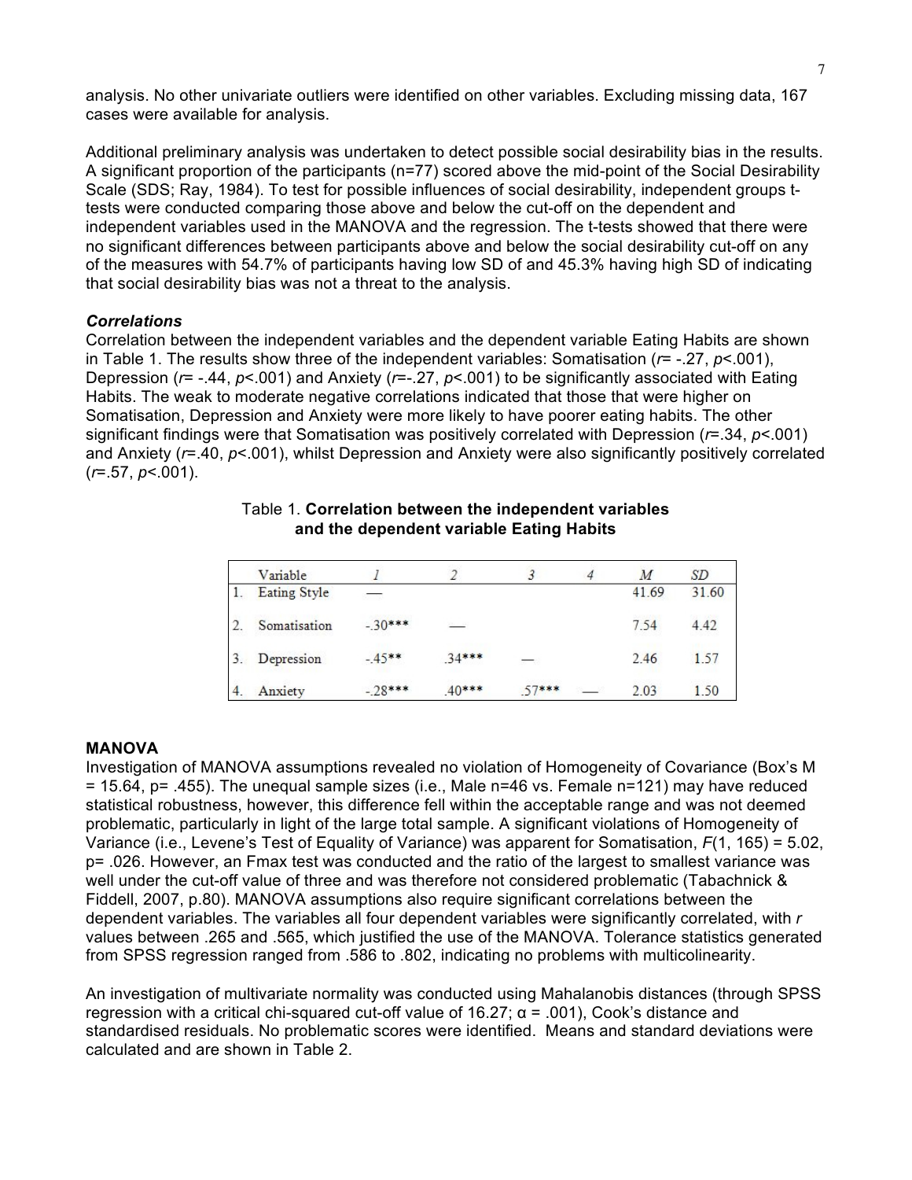analysis. No other univariate outliers were identified on other variables. Excluding missing data, 167 cases were available for analysis.

Additional preliminary analysis was undertaken to detect possible social desirability bias in the results. A significant proportion of the participants (n=77) scored above the mid-point of the Social Desirability Scale (SDS; Ray, 1984). To test for possible influences of social desirability, independent groups t-tests were conducted comparing those above and below the cut-off on the dependent and independent variables used in the MANOVA and the regression. The t-tests showed that there were no significant differences between participants above and below the social desirability cut-off on any of the measures with 54.7% of participants having low SD of and 45.3% having high SD of indicating that social desirability bias was not a threat to the analysis.

### *Correlations*

Correlation between the independent variables and the dependent variable Eating Habits are shown in Table 1. The results show three of the independent variables: Somatisation ($r$= -.27, $p$<.001), Depression ($r$= -.44, $p$<.001) and Anxiety ($r$=-.27, $p$<.001) to be significantly associated with Eating Habits. The weak to moderate negative correlations indicated that those that were higher on Somatisation, Depression and Anxiety were more likely to have poorer eating habits. The other significant findings were that Somatisation was positively correlated with Depression ($r$=.34, $p$<.001) and Anxiety ($r$=.40, $p$<.001), whilst Depression and Anxiety were also significantly positively correlated ($r$=.57, $p$<.001).

Table 1. **Correlation between the independent variables and the dependent variable Eating Habits**

| | Variable | *1* | *2* | *3* | *4* | *M* | *SD* |
|---|---|---|---|---|---|---|---|
| 1. | Eating Style | — | | | | 41.69 | 31.60 |
| 2. | Somatisation | -.30*** | — | | | 7.54 | 4.42 |
| 3. | Depression | -.45** | .34*** | — | | 2.46 | 1.57 |
| 4. | Anxiety | -.28*** | .40*** | .57*** | — | 2.03 | 1.50 |

## **MANOVA**

Investigation of MANOVA assumptions revealed no violation of Homogeneity of Covariance (Box's M = 15.64, p= .455). The unequal sample sizes (i.e., Male n=46 vs. Female n=121) may have reduced statistical robustness, however, this difference fell within the acceptable range and was not deemed problematic, particularly in light of the large total sample. A significant violations of Homogeneity of Variance (i.e., Levene's Test of Equality of Variance) was apparent for Somatisation, $F$(1, 165) = 5.02, p= .026. However, an Fmax test was conducted and the ratio of the largest to smallest variance was well under the cut-off value of three and was therefore not considered problematic (Tabachnick & Fiddell, 2007, p.80). MANOVA assumptions also require significant correlations between the dependent variables. The variables all four dependent variables were significantly correlated, with $r$ values between .265 and .565, which justified the use of the MANOVA. Tolerance statistics generated from SPSS regression ranged from .586 to .802, indicating no problems with multicolinearity.

An investigation of multivariate normality was conducted using Mahalanobis distances (through SPSS regression with a critical chi-squared cut-off value of 16.27; $\alpha$ = .001), Cook's distance and standardised residuals. No problematic scores were identified. Means and standard deviations were calculated and are shown in Table 2.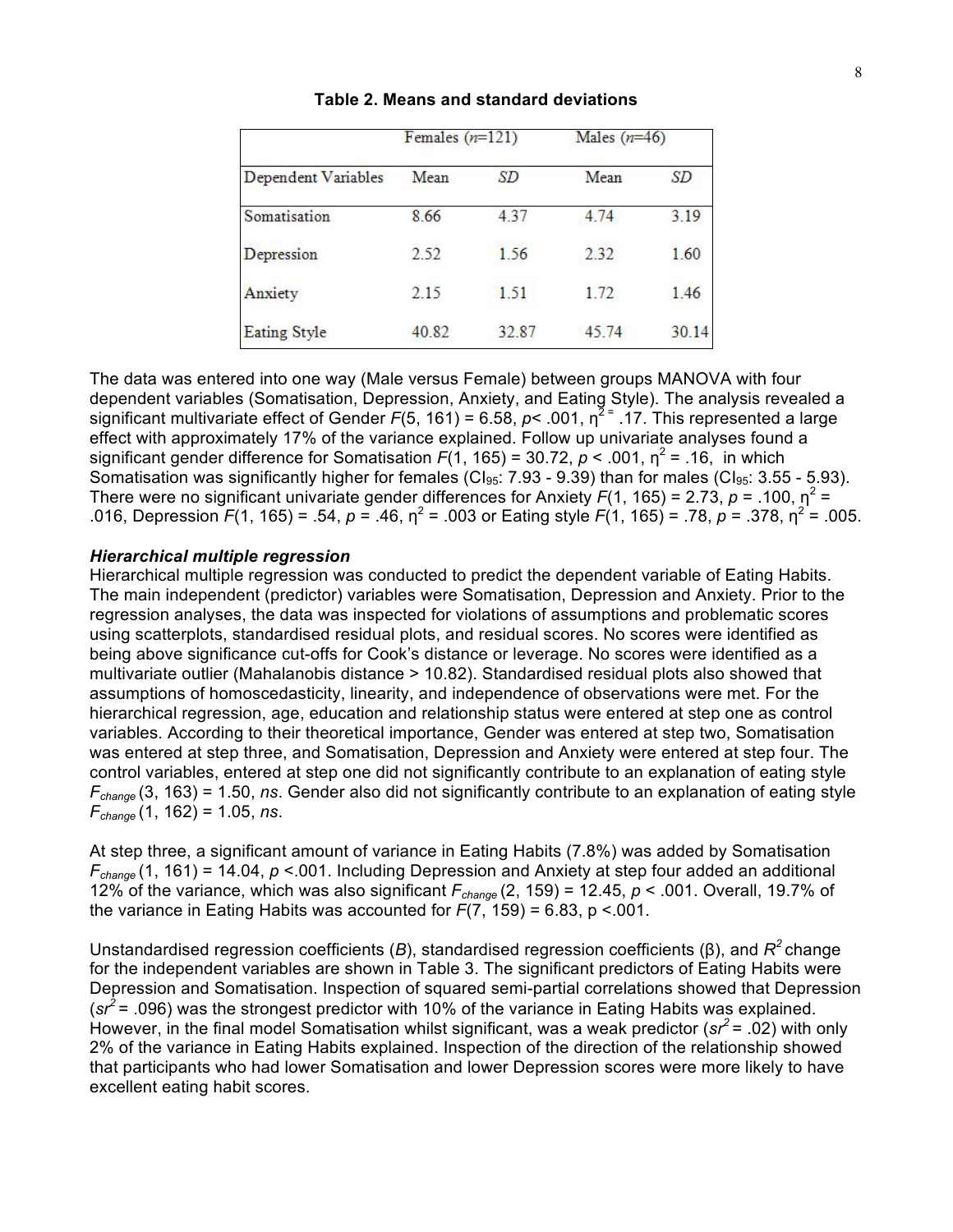**Table 2. Means and standard deviations**

| | Females ($n$=121) | | Males ($n$=46) | |
|---|---|---|---|---|
| Dependent Variables | Mean | *SD* | Mean | *SD* |
| Somatisation | 8.66 | 4.37 | 4.74 | 3.19 |
| Depression | 2.52 | 1.56 | 2.32 | 1.60 |
| Anxiety | 2.15 | 1.51 | 1.72 | 1.46 |
| Eating Style | 40.82 | 32.87 | 45.74 | 30.14 |

The data was entered into one way (Male versus Female) between groups MANOVA with four dependent variables (Somatisation, Depression, Anxiety, and Eating Style). The analysis revealed a significant multivariate effect of Gender $F(5, 161) = 6.58$, $p < .001$, $\eta^{2 =}$ .17. This represented a large effect with approximately 17% of the variance explained. Follow up univariate analyses found a significant gender difference for Somatisation $F(1, 165) = 30.72$, $p < .001$, $\eta^2 = .16$, in which Somatisation was significantly higher for females ($CI_{95}$: 7.93 - 9.39) than for males ($CI_{95}$: 3.55 - 5.93). There were no significant univariate gender differences for Anxiety $F(1, 165) = 2.73$, $p = .100$, $\eta^2 =$ .016, Depression $F(1, 165) = .54$, $p = .46$, $\eta^2 = .003$ or Eating style $F(1, 165) = .78$, $p = .378$, $\eta^2 = .005$.

### *Hierarchical multiple regression*

Hierarchical multiple regression was conducted to predict the dependent variable of Eating Habits. The main independent (predictor) variables were Somatisation, Depression and Anxiety. Prior to the regression analyses, the data was inspected for violations of assumptions and problematic scores using scatterplots, standardised residual plots, and residual scores. No scores were identified as being above significance cut-offs for Cook's distance or leverage. No scores were identified as a multivariate outlier (Mahalanobis distance > 10.82). Standardised residual plots also showed that assumptions of homoscedasticity, linearity, and independence of observations were met. For the hierarchical regression, age, education and relationship status were entered at step one as control variables. According to their theoretical importance, Gender was entered at step two, Somatisation was entered at step three, and Somatisation, Depression and Anxiety were entered at step four. The control variables, entered at step one did not significantly contribute to an explanation of eating style $F_{change}$ (3, 163) = 1.50, *ns*. Gender also did not significantly contribute to an explanation of eating style $F_{change}$ (1, 162) = 1.05, *ns*.

At step three, a significant amount of variance in Eating Habits (7.8%) was added by Somatisation $F_{change}$ (1, 161) = 14.04, $p < .001$. Including Depression and Anxiety at step four added an additional 12% of the variance, which was also significant $F_{change}$ (2, 159) = 12.45, $p < .001$. Overall, 19.7% of the variance in Eating Habits was accounted for $F(7, 159) = 6.83$, p <.001.

Unstandardised regression coefficients ($B$), standardised regression coefficients (β), and $R^2$ change for the independent variables are shown in Table 3. The significant predictors of Eating Habits were Depression and Somatisation. Inspection of squared semi-partial correlations showed that Depression ($sr^2 = .096$) was the strongest predictor with 10% of the variance in Eating Habits was explained. However, in the final model Somatisation whilst significant, was a weak predictor ($sr^2 = .02$) with only 2% of the variance in Eating Habits explained. Inspection of the direction of the relationship showed that participants who had lower Somatisation and lower Depression scores were more likely to have excellent eating habit scores.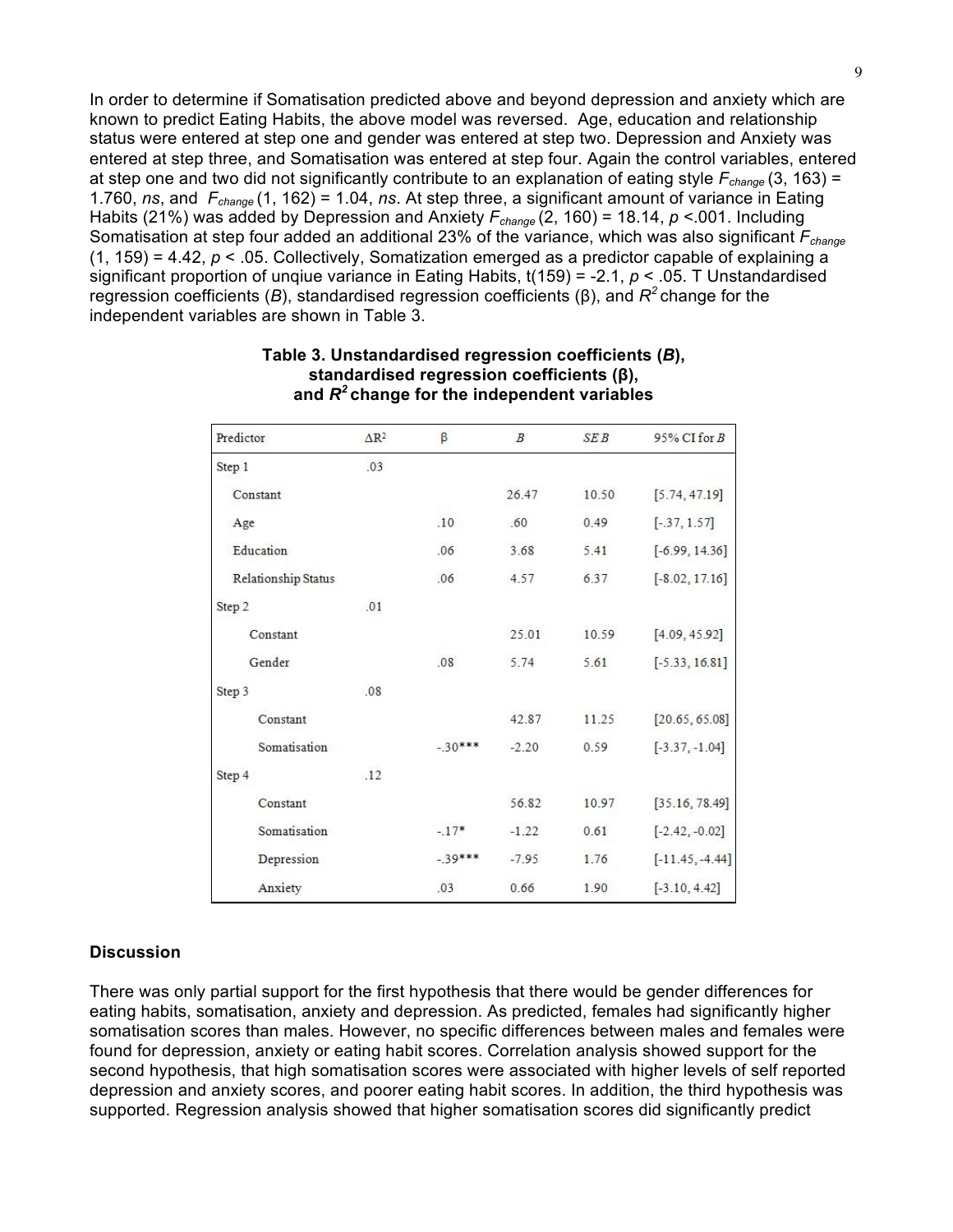In order to determine if Somatisation predicted above and beyond depression and anxiety which are known to predict Eating Habits, the above model was reversed. Age, education and relationship status were entered at step one and gender was entered at step two. Depression and Anxiety was entered at step three, and Somatisation was entered at step four. Again the control variables, entered at step one and two did not significantly contribute to an explanation of eating style $F_{change}$ (3, 163) = 1.760, *ns*, and $F_{change}$ (1, 162) = 1.04, *ns*. At step three, a significant amount of variance in Eating Habits (21%) was added by Depression and Anxiety $F_{change}$ (2, 160) = 18.14, $p$ <.001. Including Somatisation at step four added an additional 23% of the variance, which was also significant $F_{change}$ (1, 159) = 4.42, $p$ < .05. Collectively, Somatization emerged as a predictor capable of explaining a significant proportion of unqiue variance in Eating Habits, t(159) = -2.1, $p$ < .05. T Unstandardised regression coefficients (*B*), standardised regression coefficients (β), and $R^2$ change for the independent variables are shown in Table 3.

**Table 3. Unstandardised regression coefficients (*B*), standardised regression coefficients (β), and $R^2$ change for the independent variables**

| Predictor | $\Delta R^2$ | β | *B* | *SE B* | 95% CI for *B* |
|---|---|---|---|---|---|
| Step 1 | .03 | | | | |
| Constant | | | 26.47 | 10.50 | [5.74, 47.19] |
| Age | | .10 | .60 | 0.49 | [-.37, 1.57] |
| Education | | .06 | 3.68 | 5.41 | [-6.99, 14.36] |
| Relationship Status | | .06 | 4.57 | 6.37 | [-8.02, 17.16] |
| Step 2 | .01 | | | | |
| Constant | | | 25.01 | 10.59 | [4.09, 45.92] |
| Gender | | .08 | 5.74 | 5.61 | [-5.33, 16.81] |
| Step 3 | .08 | | | | |
| Constant | | | 42.87 | 11.25 | [20.65, 65.08] |
| Somatisation | | -.30*** | -2.20 | 0.59 | [-3.37, -1.04] |
| Step 4 | .12 | | | | |
| Constant | | | 56.82 | 10.97 | [35.16, 78.49] |
| Somatisation | | -.17* | -1.22 | 0.61 | [-2.42, -0.02] |
| Depression | | -.39*** | -7.95 | 1.76 | [-11.45, -4.44] |
| Anxiety | | .03 | 0.66 | 1.90 | [-3.10, 4.42] |

## Discussion

There was only partial support for the first hypothesis that there would be gender differences for eating habits, somatisation, anxiety and depression. As predicted, females had significantly higher somatisation scores than males. However, no specific differences between males and females were found for depression, anxiety or eating habit scores. Correlation analysis showed support for the second hypothesis, that high somatisation scores were associated with higher levels of self reported depression and anxiety scores, and poorer eating habit scores. In addition, the third hypothesis was supported. Regression analysis showed that higher somatisation scores did significantly predict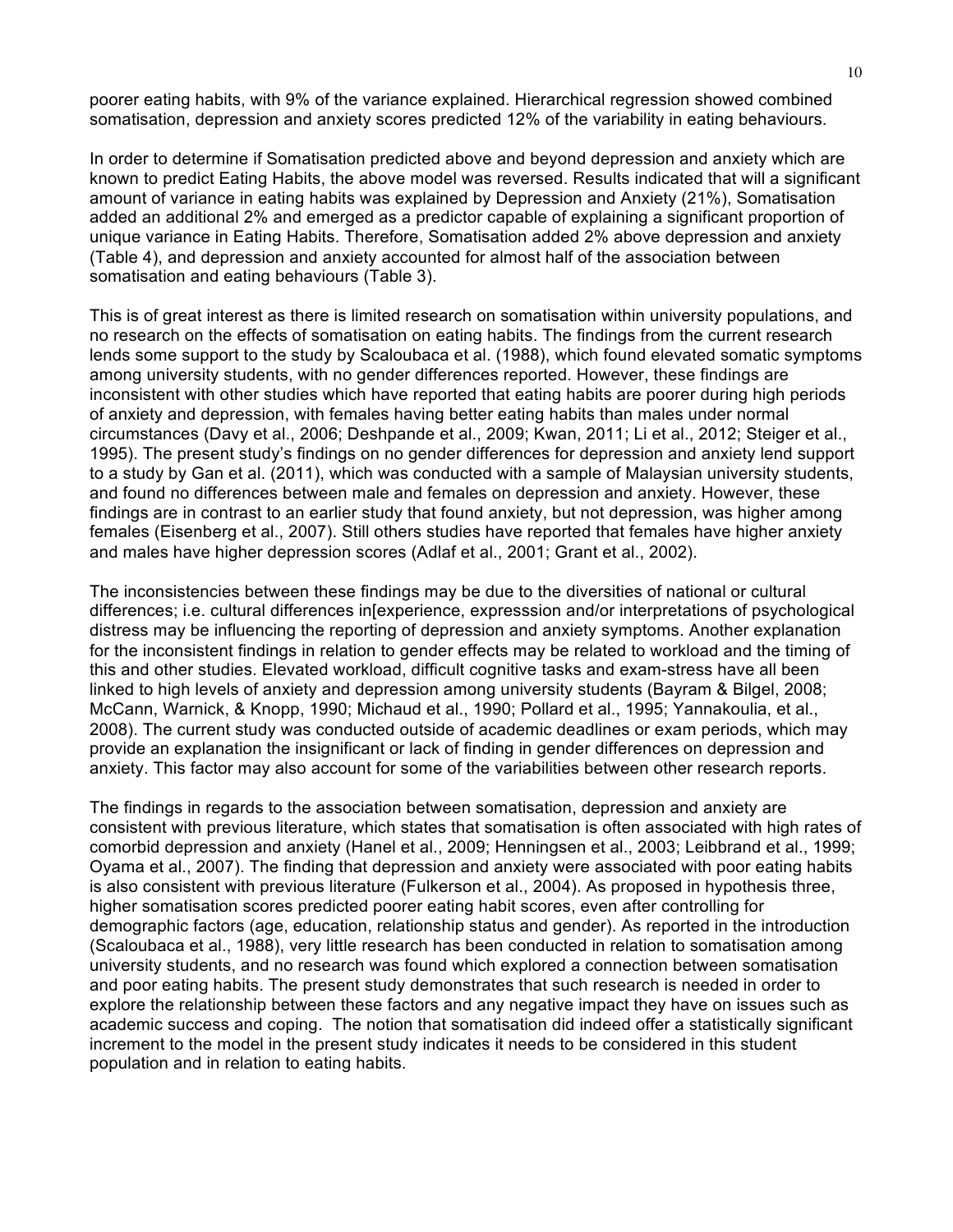poorer eating habits, with 9% of the variance explained. Hierarchical regression showed combined somatisation, depression and anxiety scores predicted 12% of the variability in eating behaviours.

In order to determine if Somatisation predicted above and beyond depression and anxiety which are known to predict Eating Habits, the above model was reversed. Results indicated that will a significant amount of variance in eating habits was explained by Depression and Anxiety (21%), Somatisation added an additional 2% and emerged as a predictor capable of explaining a significant proportion of unique variance in Eating Habits. Therefore, Somatisation added 2% above depression and anxiety (Table 4), and depression and anxiety accounted for almost half of the association between somatisation and eating behaviours (Table 3).

This is of great interest as there is limited research on somatisation within university populations, and no research on the effects of somatisation on eating habits. The findings from the current research lends some support to the study by Scaloubaca et al. (1988), which found elevated somatic symptoms among university students, with no gender differences reported. However, these findings are inconsistent with other studies which have reported that eating habits are poorer during high periods of anxiety and depression, with females having better eating habits than males under normal circumstances (Davy et al., 2006; Deshpande et al., 2009; Kwan, 2011; Li et al., 2012; Steiger et al., 1995). The present study's findings on no gender differences for depression and anxiety lend support to a study by Gan et al. (2011), which was conducted with a sample of Malaysian university students, and found no differences between male and females on depression and anxiety. However, these findings are in contrast to an earlier study that found anxiety, but not depression, was higher among females (Eisenberg et al., 2007). Still others studies have reported that females have higher anxiety and males have higher depression scores (Adlaf et al., 2001; Grant et al., 2002).

The inconsistencies between these findings may be due to the diversities of national or cultural differences; i.e. cultural differences in[experience, expresssion and/or interpretations of psychological distress may be influencing the reporting of depression and anxiety symptoms. Another explanation for the inconsistent findings in relation to gender effects may be related to workload and the timing of this and other studies. Elevated workload, difficult cognitive tasks and exam-stress have all been linked to high levels of anxiety and depression among university students (Bayram & Bilgel, 2008; McCann, Warnick, & Knopp, 1990; Michaud et al., 1990; Pollard et al., 1995; Yannakoulia, et al., 2008). The current study was conducted outside of academic deadlines or exam periods, which may provide an explanation the insignificant or lack of finding in gender differences on depression and anxiety. This factor may also account for some of the variabilities between other research reports.

The findings in regards to the association between somatisation, depression and anxiety are consistent with previous literature, which states that somatisation is often associated with high rates of comorbid depression and anxiety (Hanel et al., 2009; Henningsen et al., 2003; Leibbrand et al., 1999; Oyama et al., 2007). The finding that depression and anxiety were associated with poor eating habits is also consistent with previous literature (Fulkerson et al., 2004). As proposed in hypothesis three, higher somatisation scores predicted poorer eating habit scores, even after controlling for demographic factors (age, education, relationship status and gender). As reported in the introduction (Scaloubaca et al., 1988), very little research has been conducted in relation to somatisation among university students, and no research was found which explored a connection between somatisation and poor eating habits. The present study demonstrates that such research is needed in order to explore the relationship between these factors and any negative impact they have on issues such as academic success and coping. The notion that somatisation did indeed offer a statistically significant increment to the model in the present study indicates it needs to be considered in this student population and in relation to eating habits.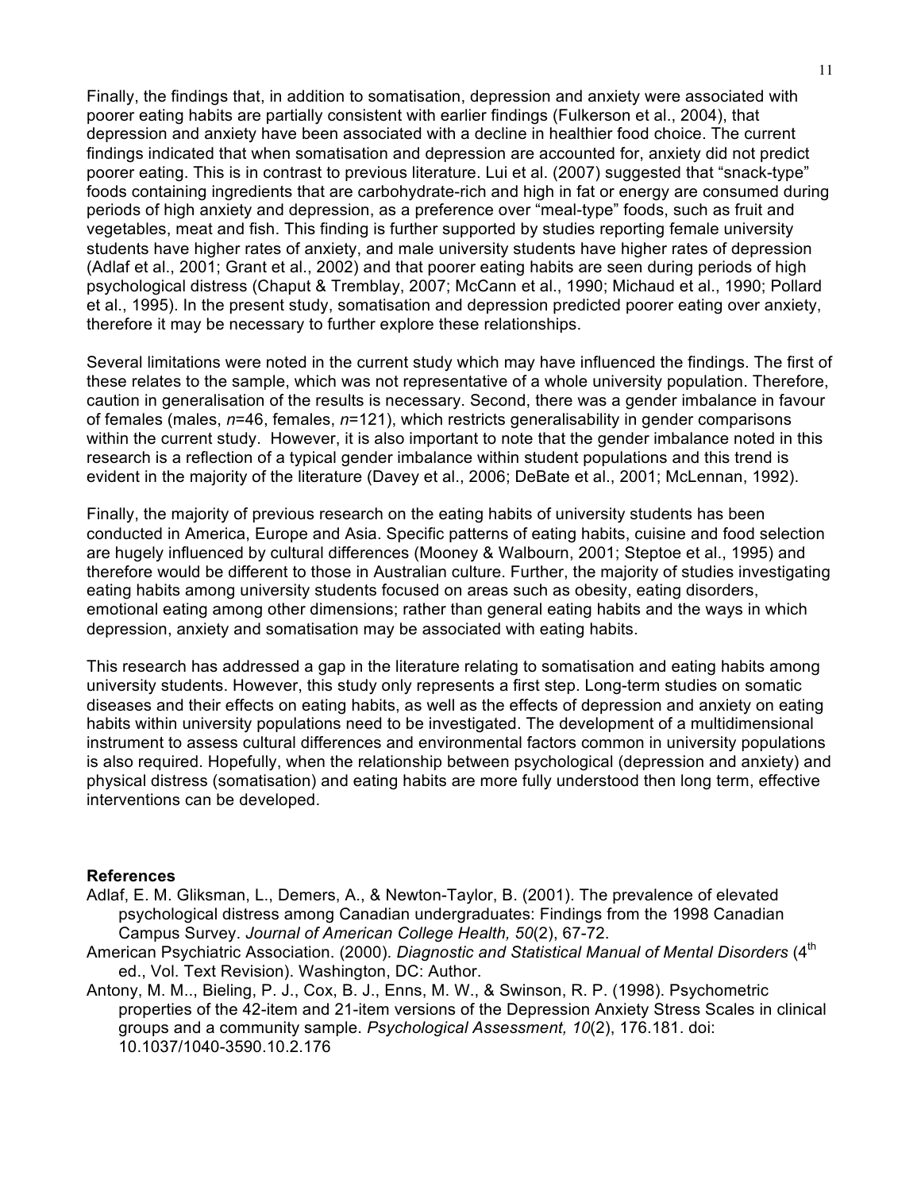Finally, the findings that, in addition to somatisation, depression and anxiety were associated with poorer eating habits are partially consistent with earlier findings (Fulkerson et al., 2004), that depression and anxiety have been associated with a decline in healthier food choice. The current findings indicated that when somatisation and depression are accounted for, anxiety did not predict poorer eating. This is in contrast to previous literature. Lui et al. (2007) suggested that "snack-type" foods containing ingredients that are carbohydrate-rich and high in fat or energy are consumed during periods of high anxiety and depression, as a preference over "meal-type" foods, such as fruit and vegetables, meat and fish. This finding is further supported by studies reporting female university students have higher rates of anxiety, and male university students have higher rates of depression (Adlaf et al., 2001; Grant et al., 2002) and that poorer eating habits are seen during periods of high psychological distress (Chaput & Tremblay, 2007; McCann et al., 1990; Michaud et al., 1990; Pollard et al., 1995). In the present study, somatisation and depression predicted poorer eating over anxiety, therefore it may be necessary to further explore these relationships.

Several limitations were noted in the current study which may have influenced the findings. The first of these relates to the sample, which was not representative of a whole university population. Therefore, caution in generalisation of the results is necessary. Second, there was a gender imbalance in favour of females (males, *n*=46, females, *n*=121), which restricts generalisability in gender comparisons within the current study. However, it is also important to note that the gender imbalance noted in this research is a reflection of a typical gender imbalance within student populations and this trend is evident in the majority of the literature (Davey et al., 2006; DeBate et al., 2001; McLennan, 1992).

Finally, the majority of previous research on the eating habits of university students has been conducted in America, Europe and Asia. Specific patterns of eating habits, cuisine and food selection are hugely influenced by cultural differences (Mooney & Walbourn, 2001; Steptoe et al., 1995) and therefore would be different to those in Australian culture. Further, the majority of studies investigating eating habits among university students focused on areas such as obesity, eating disorders, emotional eating among other dimensions; rather than general eating habits and the ways in which depression, anxiety and somatisation may be associated with eating habits.

This research has addressed a gap in the literature relating to somatisation and eating habits among university students. However, this study only represents a first step. Long-term studies on somatic diseases and their effects on eating habits, as well as the effects of depression and anxiety on eating habits within university populations need to be investigated. The development of a multidimensional instrument to assess cultural differences and environmental factors common in university populations is also required. Hopefully, when the relationship between psychological (depression and anxiety) and physical distress (somatisation) and eating habits are more fully understood then long term, effective interventions can be developed.

**References**

Adlaf, E. M. Gliksman, L., Demers, A., & Newton-Taylor, B. (2001). The prevalence of elevated psychological distress among Canadian undergraduates: Findings from the 1998 Canadian Campus Survey. *Journal of American College Health, 50*(2), 67-72.

American Psychiatric Association. (2000). *Diagnostic and Statistical Manual of Mental Disorders* (4th ed., Vol. Text Revision). Washington, DC: Author.

Antony, M. M.., Bieling, P. J., Cox, B. J., Enns, M. W., & Swinson, R. P. (1998). Psychometric properties of the 42-item and 21-item versions of the Depression Anxiety Stress Scales in clinical groups and a community sample. *Psychological Assessment, 10*(2), 176.181. doi: 10.1037/1040-3590.10.2.176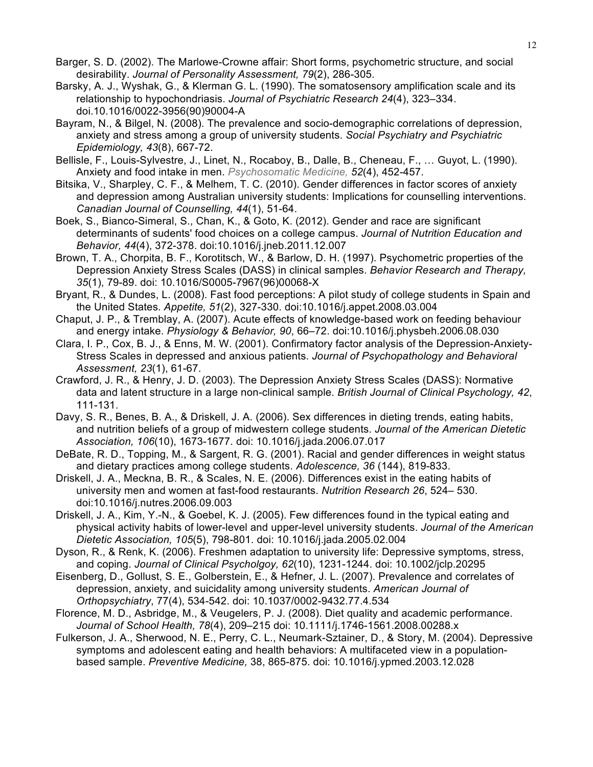Barger, S. D. (2002). The Marlowe-Crowne affair: Short forms, psychometric structure, and social desirability. *Journal of Personality Assessment, 79*(2), 286-305.

Barsky, A. J., Wyshak, G., & Klerman G. L. (1990). The somatosensory amplification scale and its relationship to hypochondriasis. *Journal of Psychiatric Research 24*(4), 323–334. doi.10.1016/0022-3956(90)90004-A

Bayram, N., & Bilgel, N. (2008). The prevalence and socio-demographic correlations of depression, anxiety and stress among a group of university students. *Social Psychiatry and Psychiatric Epidemiology, 43*(8), 667-72.

Bellisle, F., Louis-Sylvestre, J., Linet, N., Rocaboy, B., Dalle, B., Cheneau, F., … Guyot, L. (1990). Anxiety and food intake in men. *Psychosomatic Medicine, 52*(4), 452-457.

Bitsika, V., Sharpley, C. F., & Melhem, T. C. (2010). Gender differences in factor scores of anxiety and depression among Australian university students: Implications for counselling interventions. *Canadian Journal of Counselling, 44*(1), 51-64.

Boek, S., Bianco-Simeral, S., Chan, K., & Goto, K. (2012). Gender and race are significant determinants of sudents' food choices on a college campus. *Journal of Nutrition Education and Behavior, 44*(4), 372-378. doi:10.1016/j.jneb.2011.12.007

Brown, T. A., Chorpita, B. F., Korotitsch, W., & Barlow, D. H. (1997). Psychometric properties of the Depression Anxiety Stress Scales (DASS) in clinical samples. *Behavior Research and Therapy, 35*(1), 79-89. doi: 10.1016/S0005-7967(96)00068-X

Bryant, R., & Dundes, L. (2008). Fast food perceptions: A pilot study of college students in Spain and the United States. *Appetite, 51*(2), 327-330. doi:10.1016/j.appet.2008.03.004

Chaput, J. P., & Tremblay, A. (2007). Acute effects of knowledge-based work on feeding behaviour and energy intake. *Physiology & Behavior, 90*, 66–72. doi:10.1016/j.physbeh.2006.08.030

Clara, I. P., Cox, B. J., & Enns, M. W. (2001). Confirmatory factor analysis of the Depression-Anxiety-Stress Scales in depressed and anxious patients. *Journal of Psychopathology and Behavioral Assessment, 23*(1), 61-67.

Crawford, J. R., & Henry, J. D. (2003). The Depression Anxiety Stress Scales (DASS): Normative data and latent structure in a large non-clinical sample. *British Journal of Clinical Psychology, 42*, 111-131.

Davy, S. R., Benes, B. A., & Driskell, J. A. (2006). Sex differences in dieting trends, eating habits, and nutrition beliefs of a group of midwestern college students. *Journal of the American Dietetic Association, 106*(10), 1673-1677. doi: 10.1016/j.jada.2006.07.017

DeBate, R. D., Topping, M., & Sargent, R. G. (2001). Racial and gender differences in weight status and dietary practices among college students. *Adolescence, 36* (144), 819-833.

Driskell, J. A., Meckna, B. R., & Scales, N. E. (2006). Differences exist in the eating habits of university men and women at fast-food restaurants. *Nutrition Research 26*, 524– 530. doi:10.1016/j.nutres.2006.09.003

Driskell, J. A., Kim, Y.-N., & Goebel, K. J. (2005). Few differences found in the typical eating and physical activity habits of lower-level and upper-level university students. *Journal of the American Dietetic Association, 105*(5), 798-801. doi: 10.1016/j.jada.2005.02.004

Dyson, R., & Renk, K. (2006). Freshmen adaptation to university life: Depressive symptoms, stress, and coping. *Journal of Clinical Psycholgoy, 62*(10), 1231-1244. doi: 10.1002/jclp.20295

Eisenberg, D., Gollust, S. E., Golberstein, E., & Hefner, J. L. (2007). Prevalence and correlates of depression, anxiety, and suicidality among university students. *American Journal of Orthopsychiatry*, 77(4), 534-542. doi: 10.1037/0002-9432.77.4.534

Florence, M. D., Asbridge, M., & Veugelers, P. J. (2008). Diet quality and academic performance. *Journal of School Health, 78*(4), 209–215 doi: 10.1111/j.1746-1561.2008.00288.x

Fulkerson, J. A., Sherwood, N. E., Perry, C. L., Neumark-Sztainer, D., & Story, M. (2004). Depressive symptoms and adolescent eating and health behaviors: A multifaceted view in a population-based sample. *Preventive Medicine,* 38, 865-875. doi: 10.1016/j.ypmed.2003.12.028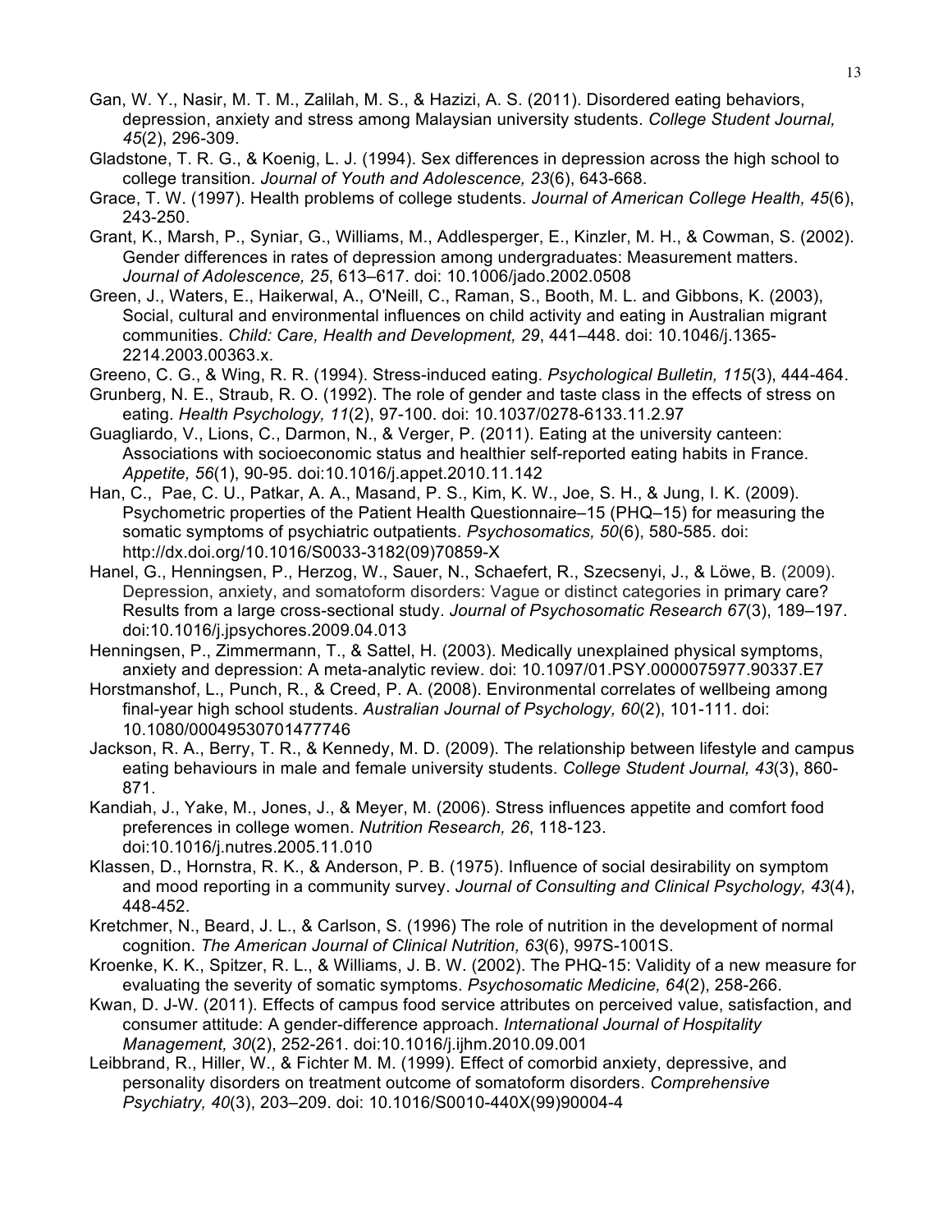Gan, W. Y., Nasir, M. T. M., Zalilah, M. S., & Hazizi, A. S. (2011). Disordered eating behaviors, depression, anxiety and stress among Malaysian university students. *College Student Journal, 45*(2), 296-309.

Gladstone, T. R. G., & Koenig, L. J. (1994). Sex differences in depression across the high school to college transition. *Journal of Youth and Adolescence, 23*(6), 643-668.

Grace, T. W. (1997). Health problems of college students. *Journal of American College Health, 45*(6), 243-250.

Grant, K., Marsh, P., Syniar, G., Williams, M., Addlesperger, E., Kinzler, M. H., & Cowman, S. (2002). Gender differences in rates of depression among undergraduates: Measurement matters. *Journal of Adolescence, 25*, 613–617. doi: 10.1006/jado.2002.0508

Green, J., Waters, E., Haikerwal, A., O'Neill, C., Raman, S., Booth, M. L. and Gibbons, K. (2003), Social, cultural and environmental influences on child activity and eating in Australian migrant communities. *Child: Care, Health and Development, 29*, 441–448. doi: 10.1046/j.1365-2214.2003.00363.x.

Greeno, C. G., & Wing, R. R. (1994). Stress-induced eating. *Psychological Bulletin, 115*(3), 444-464.

Grunberg, N. E., Straub, R. O. (1992). The role of gender and taste class in the effects of stress on eating. *Health Psychology, 11*(2), 97-100. doi: 10.1037/0278-6133.11.2.97

Guagliardo, V., Lions, C., Darmon, N., & Verger, P. (2011). Eating at the university canteen: Associations with socioeconomic status and healthier self-reported eating habits in France. *Appetite, 56*(1), 90-95. doi:10.1016/j.appet.2010.11.142

Han, C., Pae, C. U., Patkar, A. A., Masand, P. S., Kim, K. W., Joe, S. H., & Jung, I. K. (2009). Psychometric properties of the Patient Health Questionnaire–15 (PHQ–15) for measuring the somatic symptoms of psychiatric outpatients. *Psychosomatics, 50*(6), 580-585. doi: http://dx.doi.org/10.1016/S0033-3182(09)70859-X

Hanel, G., Henningsen, P., Herzog, W., Sauer, N., Schaefert, R., Szecsenyi, J., & Löwe, B. (2009). Depression, anxiety, and somatoform disorders: Vague or distinct categories in primary care? Results from a large cross-sectional study. *Journal of Psychosomatic Research 67*(3), 189–197. doi:10.1016/j.jpsychores.2009.04.013

Henningsen, P., Zimmermann, T., & Sattel, H. (2003). Medically unexplained physical symptoms, anxiety and depression: A meta-analytic review. doi: 10.1097/01.PSY.0000075977.90337.E7

Horstmanshof, L., Punch, R., & Creed, P. A. (2008). Environmental correlates of wellbeing among final-year high school students. *Australian Journal of Psychology, 60*(2), 101-111. doi: 10.1080/00049530701477746

Jackson, R. A., Berry, T. R., & Kennedy, M. D. (2009). The relationship between lifestyle and campus eating behaviours in male and female university students. *College Student Journal, 43*(3), 860-871.

Kandiah, J., Yake, M., Jones, J., & Meyer, M. (2006). Stress influences appetite and comfort food preferences in college women. *Nutrition Research, 26*, 118-123. doi:10.1016/j.nutres.2005.11.010

Klassen, D., Hornstra, R. K., & Anderson, P. B. (1975). Influence of social desirability on symptom and mood reporting in a community survey. *Journal of Consulting and Clinical Psychology, 43*(4), 448-452.

Kretchmer, N., Beard, J. L., & Carlson, S. (1996) The role of nutrition in the development of normal cognition. *The American Journal of Clinical Nutrition, 63*(6), 997S-1001S.

Kroenke, K. K., Spitzer, R. L., & Williams, J. B. W. (2002). The PHQ-15: Validity of a new measure for evaluating the severity of somatic symptoms. *Psychosomatic Medicine, 64*(2), 258-266.

Kwan, D. J-W. (2011). Effects of campus food service attributes on perceived value, satisfaction, and consumer attitude: A gender-difference approach. *International Journal of Hospitality Management, 30*(2), 252-261. doi:10.1016/j.ijhm.2010.09.001

Leibbrand, R., Hiller, W., & Fichter M. M. (1999). Effect of comorbid anxiety, depressive, and personality disorders on treatment outcome of somatoform disorders. *Comprehensive Psychiatry, 40*(3), 203–209. doi: 10.1016/S0010-440X(99)90004-4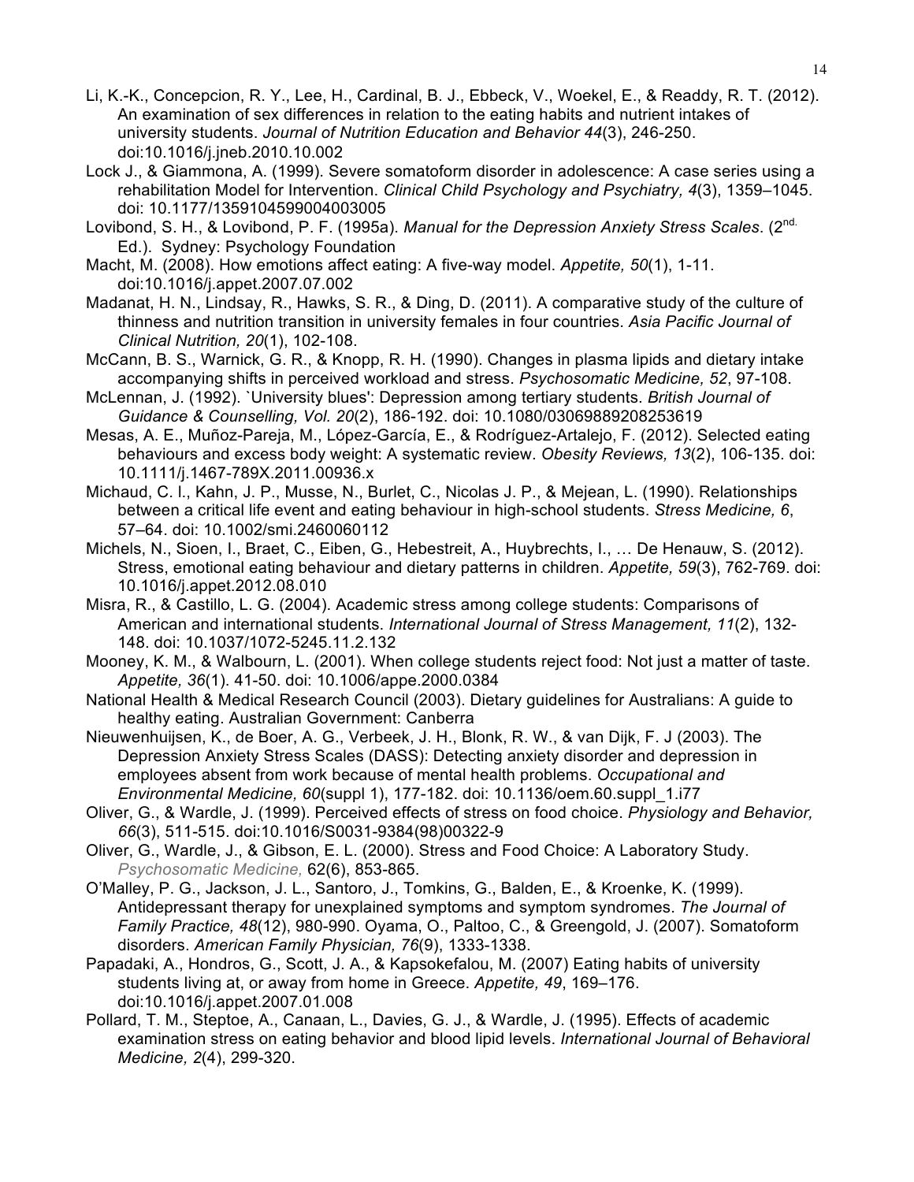Li, K.-K., Concepcion, R. Y., Lee, H., Cardinal, B. J., Ebbeck, V., Woekel, E., & Readdy, R. T. (2012). An examination of sex differences in relation to the eating habits and nutrient intakes of university students. *Journal of Nutrition Education and Behavior 44*(3), 246-250. doi:10.1016/j.jneb.2010.10.002

Lock J., & Giammona, A. (1999). Severe somatoform disorder in adolescence: A case series using a rehabilitation Model for Intervention. *Clinical Child Psychology and Psychiatry, 4*(3), 1359–1045. doi: 10.1177/1359104599004003005

Lovibond, S. H., & Lovibond, P. F. (1995a). *Manual for the Depression Anxiety Stress Scales*. (2nd. Ed.). Sydney: Psychology Foundation

Macht, M. (2008). How emotions affect eating: A five-way model. *Appetite, 50*(1), 1-11. doi:10.1016/j.appet.2007.07.002

Madanat, H. N., Lindsay, R., Hawks, S. R., & Ding, D. (2011). A comparative study of the culture of thinness and nutrition transition in university females in four countries. *Asia Pacific Journal of Clinical Nutrition, 20*(1), 102-108.

McCann, B. S., Warnick, G. R., & Knopp, R. H. (1990). Changes in plasma lipids and dietary intake accompanying shifts in perceived workload and stress. *Psychosomatic Medicine, 52*, 97-108.

McLennan, J. (1992). `University blues': Depression among tertiary students. *British Journal of Guidance & Counselling, Vol. 20*(2), 186-192. doi: 10.1080/03069889208253619

Mesas, A. E., Muñoz-Pareja, M., López-García, E., & Rodríguez-Artalejo, F. (2012). Selected eating behaviours and excess body weight: A systematic review. *Obesity Reviews, 13*(2), 106-135. doi: 10.1111/j.1467-789X.2011.00936.x

Michaud, C. I., Kahn, J. P., Musse, N., Burlet, C., Nicolas J. P., & Mejean, L. (1990). Relationships between a critical life event and eating behaviour in high-school students. *Stress Medicine, 6*, 57–64. doi: 10.1002/smi.2460060112

Michels, N., Sioen, I., Braet, C., Eiben, G., Hebestreit, A., Huybrechts, I., … De Henauw, S. (2012). Stress, emotional eating behaviour and dietary patterns in children. *Appetite, 59*(3), 762-769. doi: 10.1016/j.appet.2012.08.010

Misra, R., & Castillo, L. G. (2004). Academic stress among college students: Comparisons of American and international students. *International Journal of Stress Management, 11*(2), 132-148. doi: 10.1037/1072-5245.11.2.132

Mooney, K. M., & Walbourn, L. (2001). When college students reject food: Not just a matter of taste. *Appetite, 36*(1). 41-50. doi: 10.1006/appe.2000.0384

National Health & Medical Research Council (2003). Dietary guidelines for Australians: A guide to healthy eating. Australian Government: Canberra

Nieuwenhuijsen, K., de Boer, A. G., Verbeek, J. H., Blonk, R. W., & van Dijk, F. J (2003). The Depression Anxiety Stress Scales (DASS): Detecting anxiety disorder and depression in employees absent from work because of mental health problems. *Occupational and Environmental Medicine, 60*(suppl 1), 177-182. doi: 10.1136/oem.60.suppl_1.i77

Oliver, G., & Wardle, J. (1999). Perceived effects of stress on food choice. *Physiology and Behavior, 66*(3), 511-515. doi:10.1016/S0031-9384(98)00322-9

Oliver, G., Wardle, J., & Gibson, E. L. (2000). Stress and Food Choice: A Laboratory Study. *Psychosomatic Medicine,* 62(6), 853-865.

O'Malley, P. G., Jackson, J. L., Santoro, J., Tomkins, G., Balden, E., & Kroenke, K. (1999). Antidepressant therapy for unexplained symptoms and symptom syndromes. *The Journal of Family Practice, 48*(12), 980-990. Oyama, O., Paltoo, C., & Greengold, J. (2007). Somatoform disorders. *American Family Physician, 76*(9), 1333-1338.

Papadaki, A., Hondros, G., Scott, J. A., & Kapsokefalou, M. (2007) Eating habits of university students living at, or away from home in Greece. *Appetite, 49*, 169–176. doi:10.1016/j.appet.2007.01.008

Pollard, T. M., Steptoe, A., Canaan, L., Davies, G. J., & Wardle, J. (1995). Effects of academic examination stress on eating behavior and blood lipid levels. *International Journal of Behavioral Medicine, 2*(4), 299-320.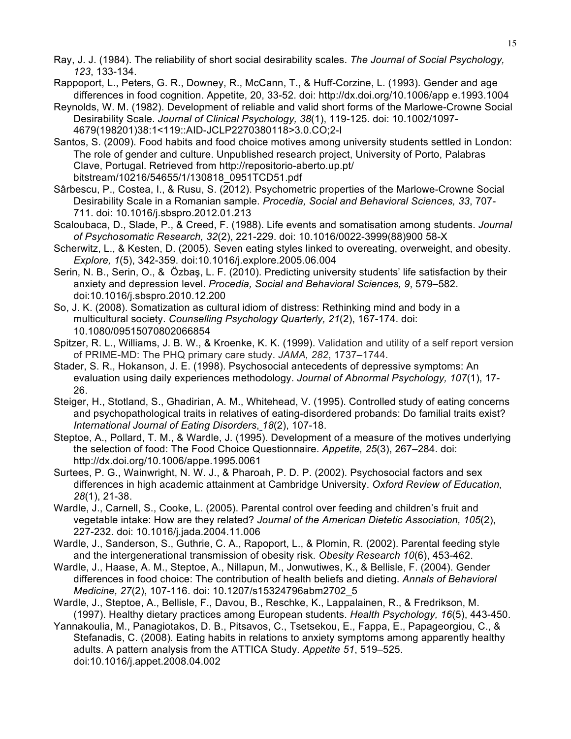Ray, J. J. (1984). The reliability of short social desirability scales. *The Journal of Social Psychology, 123*, 133-134.

Rappoport, L., Peters, G. R., Downey, R., McCann, T., & Huff-Corzine, L. (1993). Gender and age differences in food cognition. Appetite, 20, 33-52. doi: http://dx.doi.org/10.1006/app e.1993.1004

Reynolds, W. M. (1982). Development of reliable and valid short forms of the Marlowe-Crowne Social Desirability Scale. *Journal of Clinical Psychology, 38*(1), 119-125. doi: 10.1002/1097-4679(198201)38:1<119::AID-JCLP2270380118>3.0.CO;2-I

Santos, S. (2009). Food habits and food choice motives among university students settled in London: The role of gender and culture. Unpublished research project, University of Porto, Palabras Clave, Portugal. Retrieved from http://repositorio-aberto.up.pt/ bitstream/10216/54655/1/130818_0951TCD51.pdf

Sârbescu, P., Costea, I., & Rusu, S. (2012). Psychometric properties of the Marlowe-Crowne Social Desirability Scale in a Romanian sample. *Procedia, Social and Behavioral Sciences, 33*, 707-711. doi: 10.1016/j.sbspro.2012.01.213

Scaloubaca, D., Slade, P., & Creed, F. (1988). Life events and somatisation among students. *Journal of Psychosomatic Research, 32*(2), 221-229. doi: 10.1016/0022-3999(88)900 58-X

Scherwitz, L., & Kesten, D. (2005). Seven eating styles linked to overeating, overweight, and obesity. *Explore, 1*(5), 342-359. doi:10.1016/j.explore.2005.06.004

Serin, N. B., Serin, O., & Özbaş, L. F. (2010). Predicting university students' life satisfaction by their anxiety and depression level. *Procedia, Social and Behavioral Sciences, 9*, 579–582. doi:10.1016/j.sbspro.2010.12.200

So, J. K. (2008). Somatization as cultural idiom of distress: Rethinking mind and body in a multicultural society. *Counselling Psychology Quarterly, 21*(2), 167-174. doi: 10.1080/09515070802066854

Spitzer, R. L., Williams, J. B. W., & Kroenke, K. K. (1999). Validation and utility of a self report version of PRIME-MD: The PHQ primary care study. *JAMA, 282*, 1737–1744.

Stader, S. R., Hokanson, J. E. (1998). Psychosocial antecedents of depressive symptoms: An evaluation using daily experiences methodology. *Journal of Abnormal Psychology, 107*(1), 17-26.

Steiger, H., Stotland, S., Ghadirian, A. M., Whitehead, V. (1995). Controlled study of eating concerns and psychopathological traits in relatives of eating-disordered probands: Do familial traits exist? *International Journal of Eating Disorders*, *18*(2), 107-18.

Steptoe, A., Pollard, T. M., & Wardle, J. (1995). Development of a measure of the motives underlying the selection of food: The Food Choice Questionnaire. *Appetite, 25*(3), 267–284. doi: http://dx.doi.org/10.1006/appe.1995.0061

Surtees, P. G., Wainwright, N. W. J., & Pharoah, P. D. P. (2002). Psychosocial factors and sex differences in high academic attainment at Cambridge University. *Oxford Review of Education, 28*(1), 21-38.

Wardle, J., Carnell, S., Cooke, L. (2005). Parental control over feeding and children's fruit and vegetable intake: How are they related? *Journal of the American Dietetic Association, 105*(2), 227-232. doi: 10.1016/j.jada.2004.11.006

Wardle, J., Sanderson, S., Guthrie, C. A., Rapoport, L., & Plomin, R. (2002). Parental feeding style and the intergenerational transmission of obesity risk. *Obesity Research 10*(6), 453-462.

Wardle, J., Haase, A. M., Steptoe, A., Nillapun, M., Jonwutiwes, K., & Bellisle, F. (2004). Gender differences in food choice: The contribution of health beliefs and dieting. *Annals of Behavioral Medicine, 27*(2), 107-116. doi: 10.1207/s15324796abm2702_5

Wardle, J., Steptoe, A., Bellisle, F., Davou, B., Reschke, K., Lappalainen, R., & Fredrikson, M. (1997). Healthy dietary practices among European students. *Health Psychology, 16*(5), 443-450.

Yannakoulia, M., Panagiotakos, D. B., Pitsavos, C., Tsetsekou, E., Fappa, E., Papageorgiou, C., & Stefanadis, C. (2008). Eating habits in relations to anxiety symptoms among apparently healthy adults. A pattern analysis from the ATTICA Study. *Appetite 51*, 519–525. doi:10.1016/j.appet.2008.04.002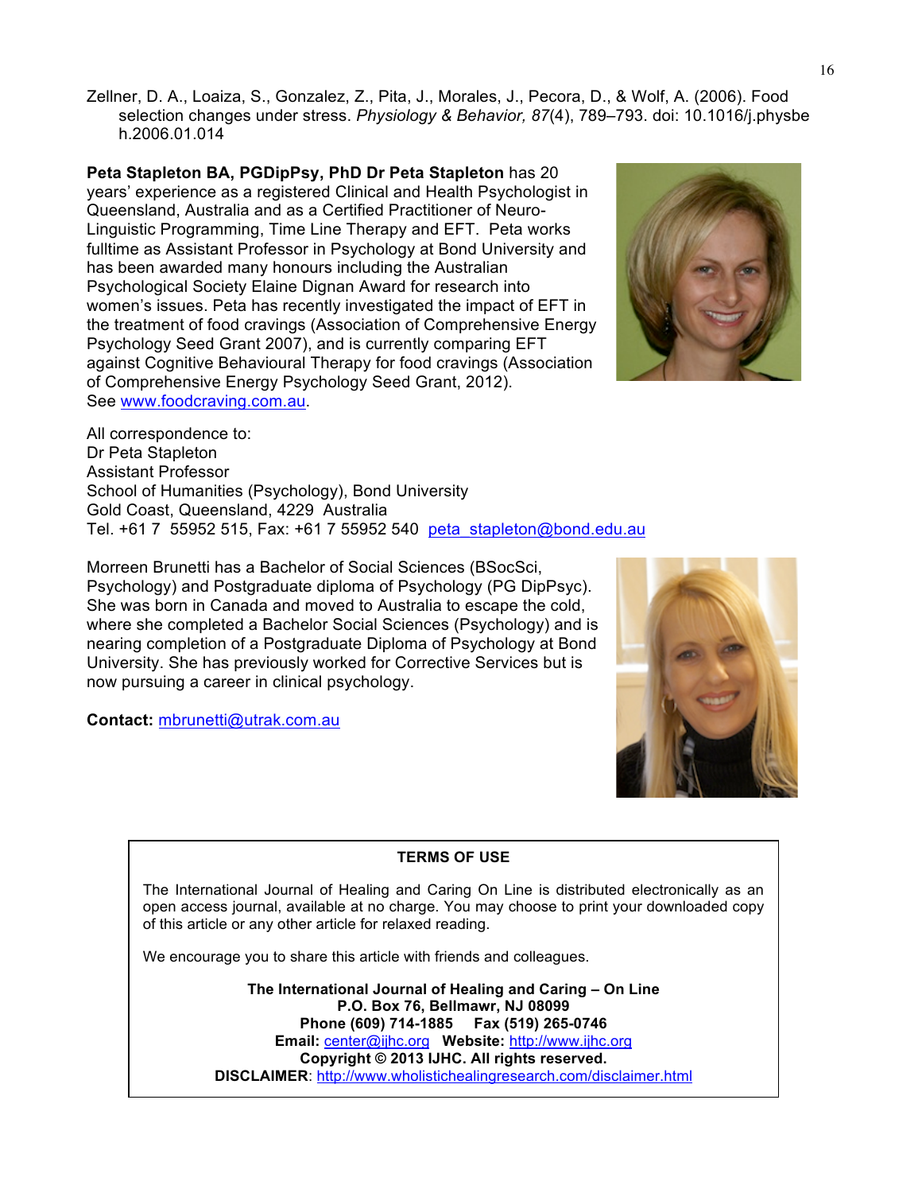Zellner, D. A., Loaiza, S., Gonzalez, Z., Pita, J., Morales, J., Pecora, D., & Wolf, A. (2006). Food selection changes under stress. *Physiology & Behavior, 87*(4), 789–793. doi: 10.1016/j.physbeh.2006.01.014

**Peta Stapleton BA, PGDipPsy, PhD Dr Peta Stapleton** has 20 years' experience as a registered Clinical and Health Psychologist in Queensland, Australia and as a Certified Practitioner of Neuro-Linguistic Programming, Time Line Therapy and EFT. Peta works fulltime as Assistant Professor in Psychology at Bond University and has been awarded many honours including the Australian Psychological Society Elaine Dignan Award for research into women's issues. Peta has recently investigated the impact of EFT in the treatment of food cravings (Association of Comprehensive Energy Psychology Seed Grant 2007), and is currently comparing EFT against Cognitive Behavioural Therapy for food cravings (Association of Comprehensive Energy Psychology Seed Grant, 2012). See www.foodcraving.com.au.

All correspondence to:
Dr Peta Stapleton
Assistant Professor
School of Humanities (Psychology), Bond University
Gold Coast, Queensland, 4229 Australia
Tel. +61 7 55952 515, Fax: +61 7 55952 540 peta_stapleton@bond.edu.au

Morreen Brunetti has a Bachelor of Social Sciences (BSocSci, Psychology) and Postgraduate diploma of Psychology (PG DipPsyc). She was born in Canada and moved to Australia to escape the cold, where she completed a Bachelor Social Sciences (Psychology) and is nearing completion of a Postgraduate Diploma of Psychology at Bond University. She has previously worked for Corrective Services but is now pursuing a career in clinical psychology.

**Contact:** mbrunetti@utrak.com.au

**TERMS OF USE**

The International Journal of Healing and Caring On Line is distributed electronically as an open access journal, available at no charge. You may choose to print your downloaded copy of this article or any other article for relaxed reading.

We encourage you to share this article with friends and colleagues.

**The International Journal of Healing and Caring – On Line**
**P.O. Box 76, Bellmawr, NJ 08099**
**Phone (609) 714-1885 Fax (519) 265-0746**
**Email:** center@ijhc.org **Website:** http://www.ijhc.org
**Copyright © 2013 IJHC. All rights reserved.**
**DISCLAIMER**: http://www.wholistichealingresearch.com/disclaimer.html